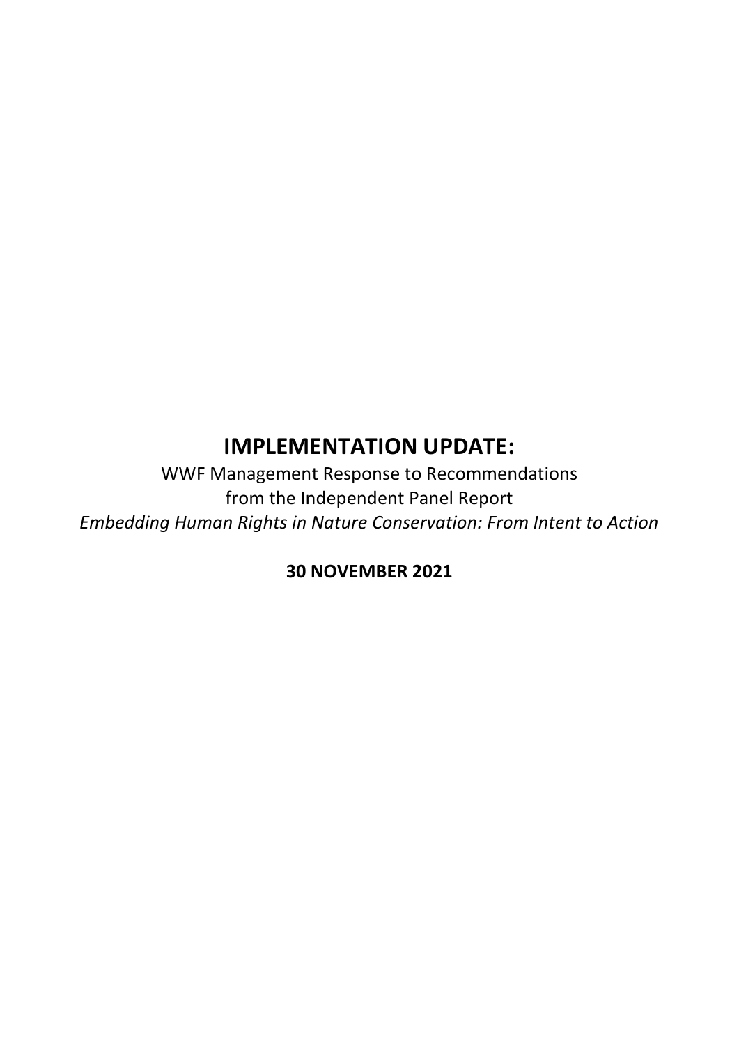# IMPLEMENTATION UPDATE:

WWF Management Response to Recommendations
from the Independent Panel Report
*Embedding Human Rights in Nature Conservation: From Intent to Action*

**30 NOVEMBER 2021**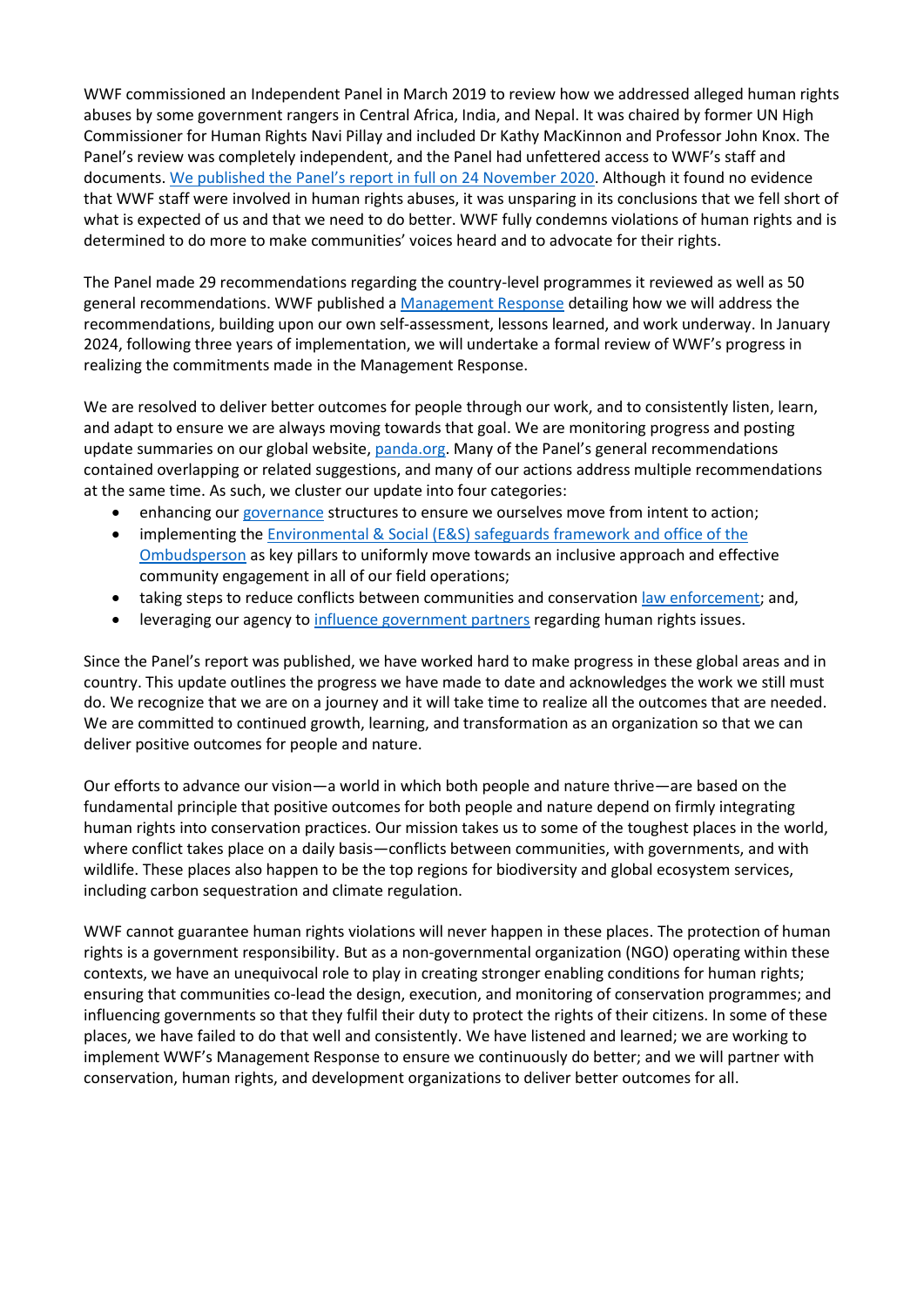WWF commissioned an Independent Panel in March 2019 to review how we addressed alleged human rights abuses by some government rangers in Central Africa, India, and Nepal. It was chaired by former UN High Commissioner for Human Rights Navi Pillay and included Dr Kathy MacKinnon and Professor John Knox. The Panel's review was completely independent, and the Panel had unfettered access to WWF's staff and documents. We published the Panel's report in full on 24 November 2020. Although it found no evidence that WWF staff were involved in human rights abuses, it was unsparing in its conclusions that we fell short of what is expected of us and that we need to do better. WWF fully condemns violations of human rights and is determined to do more to make communities' voices heard and to advocate for their rights.

The Panel made 29 recommendations regarding the country-level programmes it reviewed as well as 50 general recommendations. WWF published a Management Response detailing how we will address the recommendations, building upon our own self-assessment, lessons learned, and work underway. In January 2024, following three years of implementation, we will undertake a formal review of WWF's progress in realizing the commitments made in the Management Response.

We are resolved to deliver better outcomes for people through our work, and to consistently listen, learn, and adapt to ensure we are always moving towards that goal. We are monitoring progress and posting update summaries on our global website, panda.org. Many of the Panel's general recommendations contained overlapping or related suggestions, and many of our actions address multiple recommendations at the same time. As such, we cluster our update into four categories:

- enhancing our governance structures to ensure we ourselves move from intent to action;
- implementing the Environmental & Social (E&S) safeguards framework and office of the Ombudsperson as key pillars to uniformly move towards an inclusive approach and effective community engagement in all of our field operations;
- taking steps to reduce conflicts between communities and conservation law enforcement; and,
- leveraging our agency to influence government partners regarding human rights issues.

Since the Panel's report was published, we have worked hard to make progress in these global areas and in country. This update outlines the progress we have made to date and acknowledges the work we still must do. We recognize that we are on a journey and it will take time to realize all the outcomes that are needed. We are committed to continued growth, learning, and transformation as an organization so that we can deliver positive outcomes for people and nature.

Our efforts to advance our vision—a world in which both people and nature thrive—are based on the fundamental principle that positive outcomes for both people and nature depend on firmly integrating human rights into conservation practices. Our mission takes us to some of the toughest places in the world, where conflict takes place on a daily basis—conflicts between communities, with governments, and with wildlife. These places also happen to be the top regions for biodiversity and global ecosystem services, including carbon sequestration and climate regulation.

WWF cannot guarantee human rights violations will never happen in these places. The protection of human rights is a government responsibility. But as a non-governmental organization (NGO) operating within these contexts, we have an unequivocal role to play in creating stronger enabling conditions for human rights; ensuring that communities co-lead the design, execution, and monitoring of conservation programmes; and influencing governments so that they fulfil their duty to protect the rights of their citizens. In some of these places, we have failed to do that well and consistently. We have listened and learned; we are working to implement WWF's Management Response to ensure we continuously do better; and we will partner with conservation, human rights, and development organizations to deliver better outcomes for all.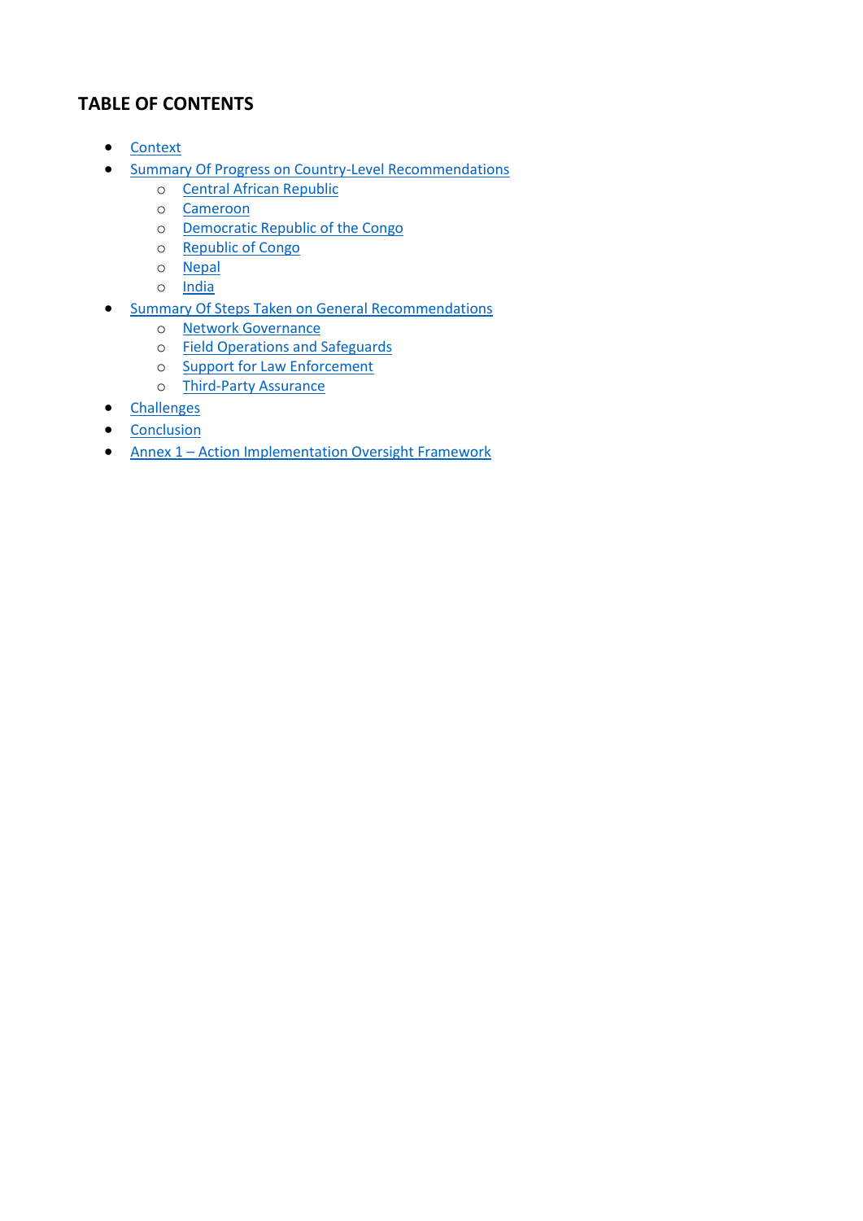## TABLE OF CONTENTS

- Context
- Summary Of Progress on Country-Level Recommendations
  - Central African Republic
  - Cameroon
  - Democratic Republic of the Congo
  - Republic of Congo
  - Nepal
  - India
- Summary Of Steps Taken on General Recommendations
  - Network Governance
  - Field Operations and Safeguards
  - Support for Law Enforcement
  - Third-Party Assurance
- Challenges
- Conclusion
- Annex 1 – Action Implementation Oversight Framework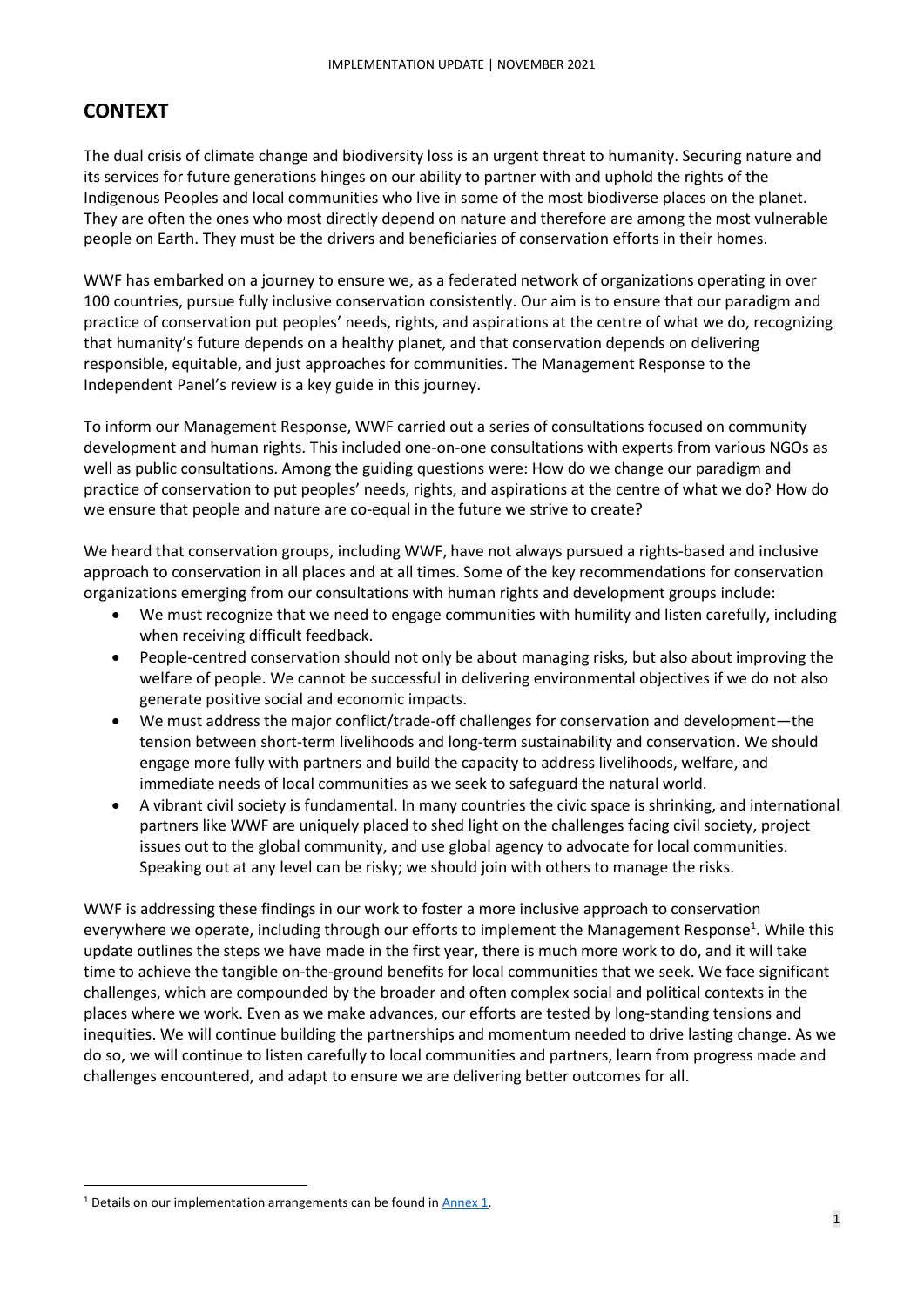## CONTEXT

The dual crisis of climate change and biodiversity loss is an urgent threat to humanity. Securing nature and its services for future generations hinges on our ability to partner with and uphold the rights of the Indigenous Peoples and local communities who live in some of the most biodiverse places on the planet. They are often the ones who most directly depend on nature and therefore are among the most vulnerable people on Earth. They must be the drivers and beneficiaries of conservation efforts in their homes.

WWF has embarked on a journey to ensure we, as a federated network of organizations operating in over 100 countries, pursue fully inclusive conservation consistently. Our aim is to ensure that our paradigm and practice of conservation put peoples' needs, rights, and aspirations at the centre of what we do, recognizing that humanity's future depends on a healthy planet, and that conservation depends on delivering responsible, equitable, and just approaches for communities. The Management Response to the Independent Panel's review is a key guide in this journey.

To inform our Management Response, WWF carried out a series of consultations focused on community development and human rights. This included one-on-one consultations with experts from various NGOs as well as public consultations. Among the guiding questions were: How do we change our paradigm and practice of conservation to put peoples' needs, rights, and aspirations at the centre of what we do? How do we ensure that people and nature are co-equal in the future we strive to create?

We heard that conservation groups, including WWF, have not always pursued a rights-based and inclusive approach to conservation in all places and at all times. Some of the key recommendations for conservation organizations emerging from our consultations with human rights and development groups include:

- We must recognize that we need to engage communities with humility and listen carefully, including when receiving difficult feedback.
- People-centred conservation should not only be about managing risks, but also about improving the welfare of people. We cannot be successful in delivering environmental objectives if we do not also generate positive social and economic impacts.
- We must address the major conflict/trade-off challenges for conservation and development—the tension between short-term livelihoods and long-term sustainability and conservation. We should engage more fully with partners and build the capacity to address livelihoods, welfare, and immediate needs of local communities as we seek to safeguard the natural world.
- A vibrant civil society is fundamental. In many countries the civic space is shrinking, and international partners like WWF are uniquely placed to shed light on the challenges facing civil society, project issues out to the global community, and use global agency to advocate for local communities. Speaking out at any level can be risky; we should join with others to manage the risks.

WWF is addressing these findings in our work to foster a more inclusive approach to conservation everywhere we operate, including through our efforts to implement the Management Response[1]. While this update outlines the steps we have made in the first year, there is much more work to do, and it will take time to achieve the tangible on-the-ground benefits for local communities that we seek. We face significant challenges, which are compounded by the broader and often complex social and political contexts in the places where we work. Even as we make advances, our efforts are tested by long-standing tensions and inequities. We will continue building the partnerships and momentum needed to drive lasting change. As we do so, we will continue to listen carefully to local communities and partners, learn from progress made and challenges encountered, and adapt to ensure we are delivering better outcomes for all.

[1] Details on our implementation arrangements can be found in Annex 1.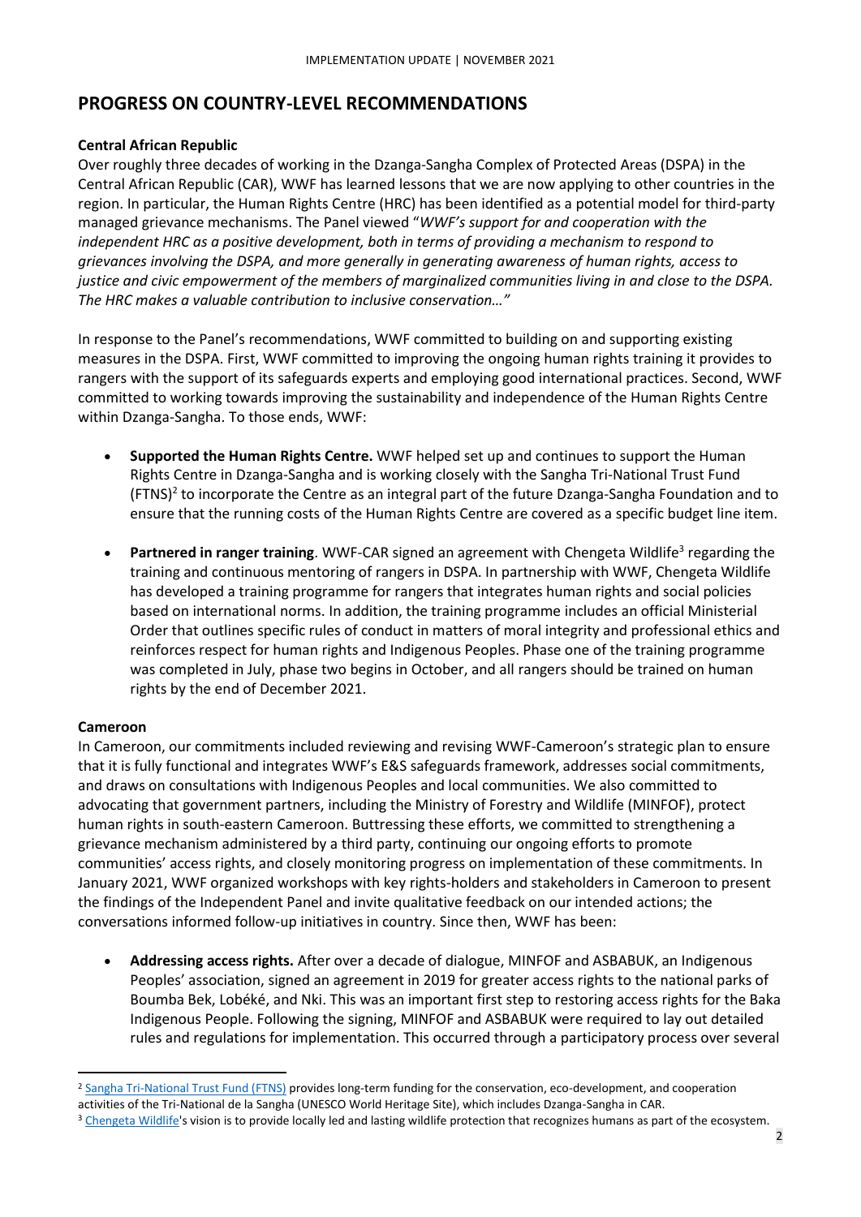## PROGRESS ON COUNTRY-LEVEL RECOMMENDATIONS

**Central African Republic**

Over roughly three decades of working in the Dzanga-Sangha Complex of Protected Areas (DSPA) in the Central African Republic (CAR), WWF has learned lessons that we are now applying to other countries in the region. In particular, the Human Rights Centre (HRC) has been identified as a potential model for third-party managed grievance mechanisms. The Panel viewed "*WWF's support for and cooperation with the independent HRC as a positive development, both in terms of providing a mechanism to respond to grievances involving the DSPA, and more generally in generating awareness of human rights, access to justice and civic empowerment of the members of marginalized communities living in and close to the DSPA. The HRC makes a valuable contribution to inclusive conservation…*"

In response to the Panel's recommendations, WWF committed to building on and supporting existing measures in the DSPA. First, WWF committed to improving the ongoing human rights training it provides to rangers with the support of its safeguards experts and employing good international practices. Second, WWF committed to working towards improving the sustainability and independence of the Human Rights Centre within Dzanga-Sangha. To those ends, WWF:

- **Supported the Human Rights Centre.** WWF helped set up and continues to support the Human Rights Centre in Dzanga-Sangha and is working closely with the Sangha Tri-National Trust Fund (FTNS)[2] to incorporate the Centre as an integral part of the future Dzanga-Sangha Foundation and to ensure that the running costs of the Human Rights Centre are covered as a specific budget line item.
- **Partnered in ranger training**. WWF-CAR signed an agreement with Chengeta Wildlife[3] regarding the training and continuous mentoring of rangers in DSPA. In partnership with WWF, Chengeta Wildlife has developed a training programme for rangers that integrates human rights and social policies based on international norms. In addition, the training programme includes an official Ministerial Order that outlines specific rules of conduct in matters of moral integrity and professional ethics and reinforces respect for human rights and Indigenous Peoples. Phase one of the training programme was completed in July, phase two begins in October, and all rangers should be trained on human rights by the end of December 2021.

**Cameroon**

In Cameroon, our commitments included reviewing and revising WWF-Cameroon's strategic plan to ensure that it is fully functional and integrates WWF's E&S safeguards framework, addresses social commitments, and draws on consultations with Indigenous Peoples and local communities. We also committed to advocating that government partners, including the Ministry of Forestry and Wildlife (MINFOF), protect human rights in south-eastern Cameroon. Buttressing these efforts, we committed to strengthening a grievance mechanism administered by a third party, continuing our ongoing efforts to promote communities' access rights, and closely monitoring progress on implementation of these commitments. In January 2021, WWF organized workshops with key rights-holders and stakeholders in Cameroon to present the findings of the Independent Panel and invite qualitative feedback on our intended actions; the conversations informed follow-up initiatives in country. Since then, WWF has been:

- **Addressing access rights.** After over a decade of dialogue, MINFOF and ASBABUK, an Indigenous Peoples' association, signed an agreement in 2019 for greater access rights to the national parks of Boumba Bek, Lobéké, and Nki. This was an important first step to restoring access rights for the Baka Indigenous People. Following the signing, MINFOF and ASBABUK were required to lay out detailed rules and regulations for implementation. This occurred through a participatory process over several

---

[2] Sangha Tri-National Trust Fund (FTNS) provides long-term funding for the conservation, eco-development, and cooperation activities of the Tri-National de la Sangha (UNESCO World Heritage Site), which includes Dzanga-Sangha in CAR.

[3] Chengeta Wildlife's vision is to provide locally led and lasting wildlife protection that recognizes humans as part of the ecosystem.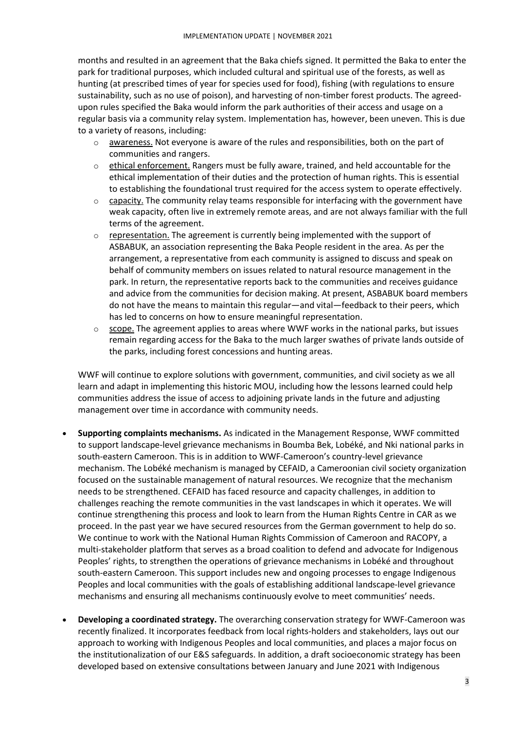months and resulted in an agreement that the Baka chiefs signed. It permitted the Baka to enter the park for traditional purposes, which included cultural and spiritual use of the forests, as well as hunting (at prescribed times of year for species used for food), fishing (with regulations to ensure sustainability, such as no use of poison), and harvesting of non-timber forest products. The agreed-upon rules specified the Baka would inform the park authorities of their access and usage on a regular basis via a community relay system. Implementation has, however, been uneven. This is due to a variety of reasons, including:

- awareness. Not everyone is aware of the rules and responsibilities, both on the part of communities and rangers.
- ethical enforcement. Rangers must be fully aware, trained, and held accountable for the ethical implementation of their duties and the protection of human rights. This is essential to establishing the foundational trust required for the access system to operate effectively.
- capacity. The community relay teams responsible for interfacing with the government have weak capacity, often live in extremely remote areas, and are not always familiar with the full terms of the agreement.
- representation. The agreement is currently being implemented with the support of ASBABUK, an association representing the Baka People resident in the area. As per the arrangement, a representative from each community is assigned to discuss and speak on behalf of community members on issues related to natural resource management in the park. In return, the representative reports back to the communities and receives guidance and advice from the communities for decision making. At present, ASBABUK board members do not have the means to maintain this regular—and vital—feedback to their peers, which has led to concerns on how to ensure meaningful representation.
- scope. The agreement applies to areas where WWF works in the national parks, but issues remain regarding access for the Baka to the much larger swathes of private lands outside of the parks, including forest concessions and hunting areas.

WWF will continue to explore solutions with government, communities, and civil society as we all learn and adapt in implementing this historic MOU, including how the lessons learned could help communities address the issue of access to adjoining private lands in the future and adjusting management over time in accordance with community needs.

- **Supporting complaints mechanisms.** As indicated in the Management Response, WWF committed to support landscape-level grievance mechanisms in Boumba Bek, Lobéké, and Nki national parks in south-eastern Cameroon. This is in addition to WWF-Cameroon's country-level grievance mechanism. The Lobéké mechanism is managed by CEFAID, a Cameroonian civil society organization focused on the sustainable management of natural resources. We recognize that the mechanism needs to be strengthened. CEFAID has faced resource and capacity challenges, in addition to challenges reaching the remote communities in the vast landscapes in which it operates. We will continue strengthening this process and look to learn from the Human Rights Centre in CAR as we proceed. In the past year we have secured resources from the German government to help do so. We continue to work with the National Human Rights Commission of Cameroon and RACOPY, a multi-stakeholder platform that serves as a broad coalition to defend and advocate for Indigenous Peoples' rights, to strengthen the operations of grievance mechanisms in Lobéké and throughout south-eastern Cameroon. This support includes new and ongoing processes to engage Indigenous Peoples and local communities with the goals of establishing additional landscape-level grievance mechanisms and ensuring all mechanisms continuously evolve to meet communities' needs.

- **Developing a coordinated strategy.** The overarching conservation strategy for WWF-Cameroon was recently finalized. It incorporates feedback from local rights-holders and stakeholders, lays out our approach to working with Indigenous Peoples and local communities, and places a major focus on the institutionalization of our E&S safeguards. In addition, a draft socioeconomic strategy has been developed based on extensive consultations between January and June 2021 with Indigenous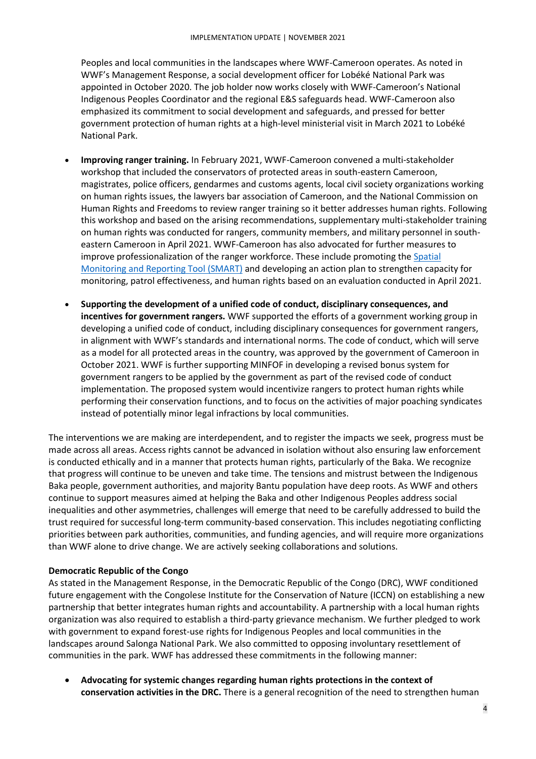Peoples and local communities in the landscapes where WWF-Cameroon operates. As noted in WWF's Management Response, a social development officer for Lobéké National Park was appointed in October 2020. The job holder now works closely with WWF-Cameroon's National Indigenous Peoples Coordinator and the regional E&S safeguards head. WWF-Cameroon also emphasized its commitment to social development and safeguards, and pressed for better government protection of human rights at a high-level ministerial visit in March 2021 to Lobéké National Park.

- **Improving ranger training.** In February 2021, WWF-Cameroon convened a multi-stakeholder workshop that included the conservators of protected areas in south-eastern Cameroon, magistrates, police officers, gendarmes and customs agents, local civil society organizations working on human rights issues, the lawyers bar association of Cameroon, and the National Commission on Human Rights and Freedoms to review ranger training so it better addresses human rights. Following this workshop and based on the arising recommendations, supplementary multi-stakeholder training on human rights was conducted for rangers, community members, and military personnel in south-eastern Cameroon in April 2021. WWF-Cameroon has also advocated for further measures to improve professionalization of the ranger workforce. These include promoting the Spatial Monitoring and Reporting Tool (SMART) and developing an action plan to strengthen capacity for monitoring, patrol effectiveness, and human rights based on an evaluation conducted in April 2021.

- **Supporting the development of a unified code of conduct, disciplinary consequences, and incentives for government rangers.** WWF supported the efforts of a government working group in developing a unified code of conduct, including disciplinary consequences for government rangers, in alignment with WWF's standards and international norms. The code of conduct, which will serve as a model for all protected areas in the country, was approved by the government of Cameroon in October 2021. WWF is further supporting MINFOF in developing a revised bonus system for government rangers to be applied by the government as part of the revised code of conduct implementation. The proposed system would incentivize rangers to protect human rights while performing their conservation functions, and to focus on the activities of major poaching syndicates instead of potentially minor legal infractions by local communities.

The interventions we are making are interdependent, and to register the impacts we seek, progress must be made across all areas. Access rights cannot be advanced in isolation without also ensuring law enforcement is conducted ethically and in a manner that protects human rights, particularly of the Baka. We recognize that progress will continue to be uneven and take time. The tensions and mistrust between the Indigenous Baka people, government authorities, and majority Bantu population have deep roots. As WWF and others continue to support measures aimed at helping the Baka and other Indigenous Peoples address social inequalities and other asymmetries, challenges will emerge that need to be carefully addressed to build the trust required for successful long-term community-based conservation. This includes negotiating conflicting priorities between park authorities, communities, and funding agencies, and will require more organizations than WWF alone to drive change. We are actively seeking collaborations and solutions.

**Democratic Republic of the Congo**

As stated in the Management Response, in the Democratic Republic of the Congo (DRC), WWF conditioned future engagement with the Congolese Institute for the Conservation of Nature (ICCN) on establishing a new partnership that better integrates human rights and accountability. A partnership with a local human rights organization was also required to establish a third-party grievance mechanism. We further pledged to work with government to expand forest-use rights for Indigenous Peoples and local communities in the landscapes around Salonga National Park. We also committed to opposing involuntary resettlement of communities in the park. WWF has addressed these commitments in the following manner:

- **Advocating for systemic changes regarding human rights protections in the context of conservation activities in the DRC.** There is a general recognition of the need to strengthen human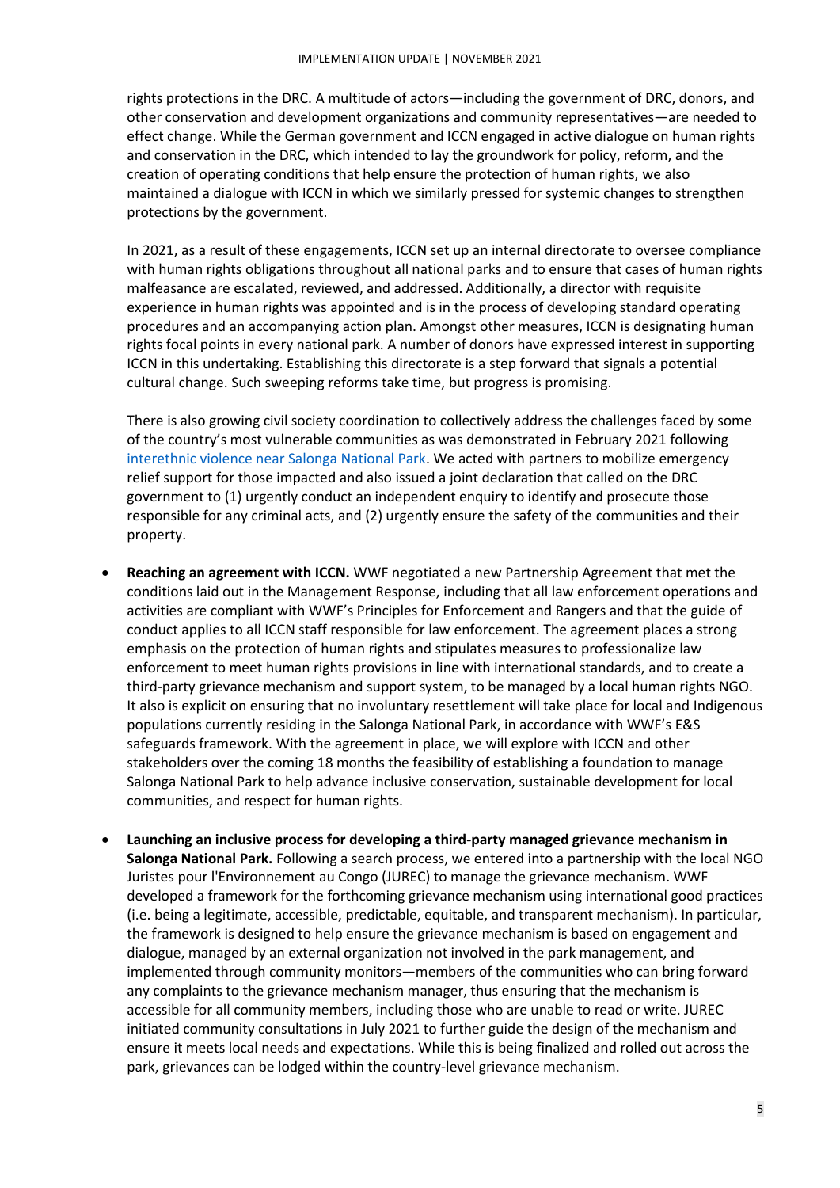rights protections in the DRC. A multitude of actors—including the government of DRC, donors, and other conservation and development organizations and community representatives—are needed to effect change. While the German government and ICCN engaged in active dialogue on human rights and conservation in the DRC, which intended to lay the groundwork for policy, reform, and the creation of operating conditions that help ensure the protection of human rights, we also maintained a dialogue with ICCN in which we similarly pressed for systemic changes to strengthen protections by the government.

In 2021, as a result of these engagements, ICCN set up an internal directorate to oversee compliance with human rights obligations throughout all national parks and to ensure that cases of human rights malfeasance are escalated, reviewed, and addressed. Additionally, a director with requisite experience in human rights was appointed and is in the process of developing standard operating procedures and an accompanying action plan. Amongst other measures, ICCN is designating human rights focal points in every national park. A number of donors have expressed interest in supporting ICCN in this undertaking. Establishing this directorate is a step forward that signals a potential cultural change. Such sweeping reforms take time, but progress is promising.

There is also growing civil society coordination to collectively address the challenges faced by some of the country's most vulnerable communities as was demonstrated in February 2021 following interethnic violence near Salonga National Park. We acted with partners to mobilize emergency relief support for those impacted and also issued a joint declaration that called on the DRC government to (1) urgently conduct an independent enquiry to identify and prosecute those responsible for any criminal acts, and (2) urgently ensure the safety of the communities and their property.

- **Reaching an agreement with ICCN.** WWF negotiated a new Partnership Agreement that met the conditions laid out in the Management Response, including that all law enforcement operations and activities are compliant with WWF's Principles for Enforcement and Rangers and that the guide of conduct applies to all ICCN staff responsible for law enforcement. The agreement places a strong emphasis on the protection of human rights and stipulates measures to professionalize law enforcement to meet human rights provisions in line with international standards, and to create a third-party grievance mechanism and support system, to be managed by a local human rights NGO. It also is explicit on ensuring that no involuntary resettlement will take place for local and Indigenous populations currently residing in the Salonga National Park, in accordance with WWF's E&S safeguards framework. With the agreement in place, we will explore with ICCN and other stakeholders over the coming 18 months the feasibility of establishing a foundation to manage Salonga National Park to help advance inclusive conservation, sustainable development for local communities, and respect for human rights.

- **Launching an inclusive process for developing a third-party managed grievance mechanism in Salonga National Park.** Following a search process, we entered into a partnership with the local NGO Juristes pour l'Environnement au Congo (JUREC) to manage the grievance mechanism. WWF developed a framework for the forthcoming grievance mechanism using international good practices (i.e. being a legitimate, accessible, predictable, equitable, and transparent mechanism). In particular, the framework is designed to help ensure the grievance mechanism is based on engagement and dialogue, managed by an external organization not involved in the park management, and implemented through community monitors—members of the communities who can bring forward any complaints to the grievance mechanism manager, thus ensuring that the mechanism is accessible for all community members, including those who are unable to read or write. JUREC initiated community consultations in July 2021 to further guide the design of the mechanism and ensure it meets local needs and expectations. While this is being finalized and rolled out across the park, grievances can be lodged within the country-level grievance mechanism.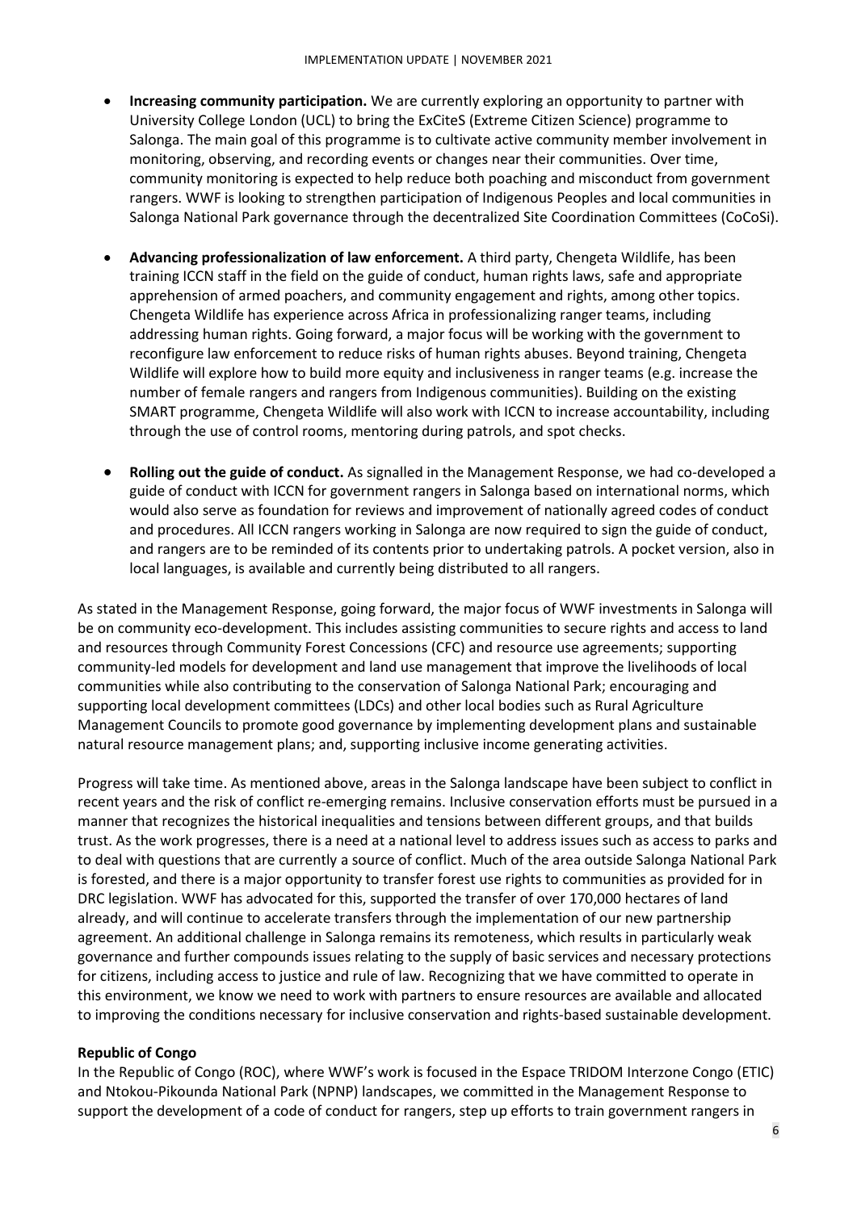- **Increasing community participation.** We are currently exploring an opportunity to partner with University College London (UCL) to bring the ExCiteS (Extreme Citizen Science) programme to Salonga. The main goal of this programme is to cultivate active community member involvement in monitoring, observing, and recording events or changes near their communities. Over time, community monitoring is expected to help reduce both poaching and misconduct from government rangers. WWF is looking to strengthen participation of Indigenous Peoples and local communities in Salonga National Park governance through the decentralized Site Coordination Committees (CoCoSi).

- **Advancing professionalization of law enforcement.** A third party, Chengeta Wildlife, has been training ICCN staff in the field on the guide of conduct, human rights laws, safe and appropriate apprehension of armed poachers, and community engagement and rights, among other topics. Chengeta Wildlife has experience across Africa in professionalizing ranger teams, including addressing human rights. Going forward, a major focus will be working with the government to reconfigure law enforcement to reduce risks of human rights abuses. Beyond training, Chengeta Wildlife will explore how to build more equity and inclusiveness in ranger teams (e.g. increase the number of female rangers and rangers from Indigenous communities). Building on the existing SMART programme, Chengeta Wildlife will also work with ICCN to increase accountability, including through the use of control rooms, mentoring during patrols, and spot checks.

- **Rolling out the guide of conduct.** As signalled in the Management Response, we had co-developed a guide of conduct with ICCN for government rangers in Salonga based on international norms, which would also serve as foundation for reviews and improvement of nationally agreed codes of conduct and procedures. All ICCN rangers working in Salonga are now required to sign the guide of conduct, and rangers are to be reminded of its contents prior to undertaking patrols. A pocket version, also in local languages, is available and currently being distributed to all rangers.

As stated in the Management Response, going forward, the major focus of WWF investments in Salonga will be on community eco-development. This includes assisting communities to secure rights and access to land and resources through Community Forest Concessions (CFC) and resource use agreements; supporting community-led models for development and land use management that improve the livelihoods of local communities while also contributing to the conservation of Salonga National Park; encouraging and supporting local development committees (LDCs) and other local bodies such as Rural Agriculture Management Councils to promote good governance by implementing development plans and sustainable natural resource management plans; and, supporting inclusive income generating activities.

Progress will take time. As mentioned above, areas in the Salonga landscape have been subject to conflict in recent years and the risk of conflict re-emerging remains. Inclusive conservation efforts must be pursued in a manner that recognizes the historical inequalities and tensions between different groups, and that builds trust. As the work progresses, there is a need at a national level to address issues such as access to parks and to deal with questions that are currently a source of conflict. Much of the area outside Salonga National Park is forested, and there is a major opportunity to transfer forest use rights to communities as provided for in DRC legislation. WWF has advocated for this, supported the transfer of over 170,000 hectares of land already, and will continue to accelerate transfers through the implementation of our new partnership agreement. An additional challenge in Salonga remains its remoteness, which results in particularly weak governance and further compounds issues relating to the supply of basic services and necessary protections for citizens, including access to justice and rule of law. Recognizing that we have committed to operate in this environment, we know we need to work with partners to ensure resources are available and allocated to improving the conditions necessary for inclusive conservation and rights-based sustainable development.

**Republic of Congo**

In the Republic of Congo (ROC), where WWF's work is focused in the Espace TRIDOM Interzone Congo (ETIC) and Ntokou-Pikounda National Park (NPNP) landscapes, we committed in the Management Response to support the development of a code of conduct for rangers, step up efforts to train government rangers in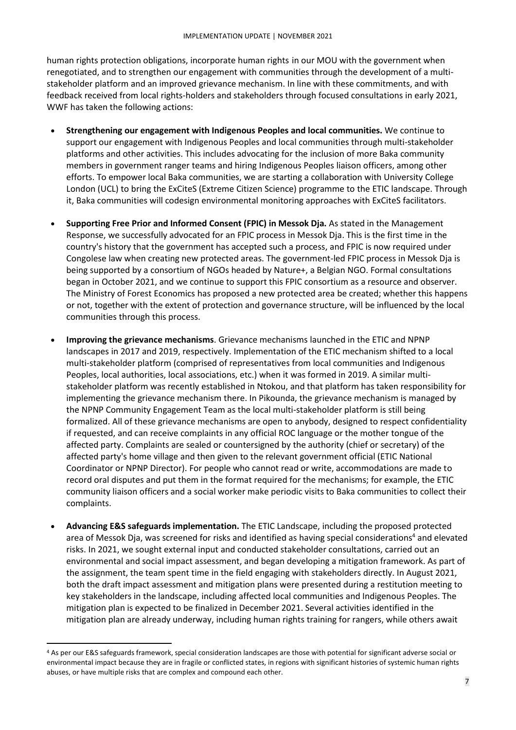human rights protection obligations, incorporate human rights in our MOU with the government when renegotiated, and to strengthen our engagement with communities through the development of a multi-stakeholder platform and an improved grievance mechanism. In line with these commitments, and with feedback received from local rights-holders and stakeholders through focused consultations in early 2021, WWF has taken the following actions:

- **Strengthening our engagement with Indigenous Peoples and local communities.** We continue to support our engagement with Indigenous Peoples and local communities through multi-stakeholder platforms and other activities. This includes advocating for the inclusion of more Baka community members in government ranger teams and hiring Indigenous Peoples liaison officers, among other efforts. To empower local Baka communities, we are starting a collaboration with University College London (UCL) to bring the ExCiteS (Extreme Citizen Science) programme to the ETIC landscape. Through it, Baka communities will codesign environmental monitoring approaches with ExCiteS facilitators.

- **Supporting Free Prior and Informed Consent (FPIC) in Messok Dja.** As stated in the Management Response, we successfully advocated for an FPIC process in Messok Dja. This is the first time in the country's history that the government has accepted such a process, and FPIC is now required under Congolese law when creating new protected areas. The government-led FPIC process in Messok Dja is being supported by a consortium of NGOs headed by Nature+, a Belgian NGO. Formal consultations began in October 2021, and we continue to support this FPIC consortium as a resource and observer. The Ministry of Forest Economics has proposed a new protected area be created; whether this happens or not, together with the extent of protection and governance structure, will be influenced by the local communities through this process.

- **Improving the grievance mechanisms**. Grievance mechanisms launched in the ETIC and NPNP landscapes in 2017 and 2019, respectively. Implementation of the ETIC mechanism shifted to a local multi-stakeholder platform (comprised of representatives from local communities and Indigenous Peoples, local authorities, local associations, etc.) when it was formed in 2019. A similar multi-stakeholder platform was recently established in Ntokou, and that platform has taken responsibility for implementing the grievance mechanism there. In Pikounda, the grievance mechanism is managed by the NPNP Community Engagement Team as the local multi-stakeholder platform is still being formalized. All of these grievance mechanisms are open to anybody, designed to respect confidentiality if requested, and can receive complaints in any official ROC language or the mother tongue of the affected party. Complaints are sealed or countersigned by the authority (chief or secretary) of the affected party's home village and then given to the relevant government official (ETIC National Coordinator or NPNP Director). For people who cannot read or write, accommodations are made to record oral disputes and put them in the format required for the mechanisms; for example, the ETIC community liaison officers and a social worker make periodic visits to Baka communities to collect their complaints.

- **Advancing E&S safeguards implementation.** The ETIC Landscape, including the proposed protected area of Messok Dja, was screened for risks and identified as having special considerations[4] and elevated risks. In 2021, we sought external input and conducted stakeholder consultations, carried out an environmental and social impact assessment, and began developing a mitigation framework. As part of the assignment, the team spent time in the field engaging with stakeholders directly. In August 2021, both the draft impact assessment and mitigation plans were presented during a restitution meeting to key stakeholders in the landscape, including affected local communities and Indigenous Peoples. The mitigation plan is expected to be finalized in December 2021. Several activities identified in the mitigation plan are already underway, including human rights training for rangers, while others await

[4] As per our E&S safeguards framework, special consideration landscapes are those with potential for significant adverse social or environmental impact because they are in fragile or conflicted states, in regions with significant histories of systemic human rights abuses, or have multiple risks that are complex and compound each other.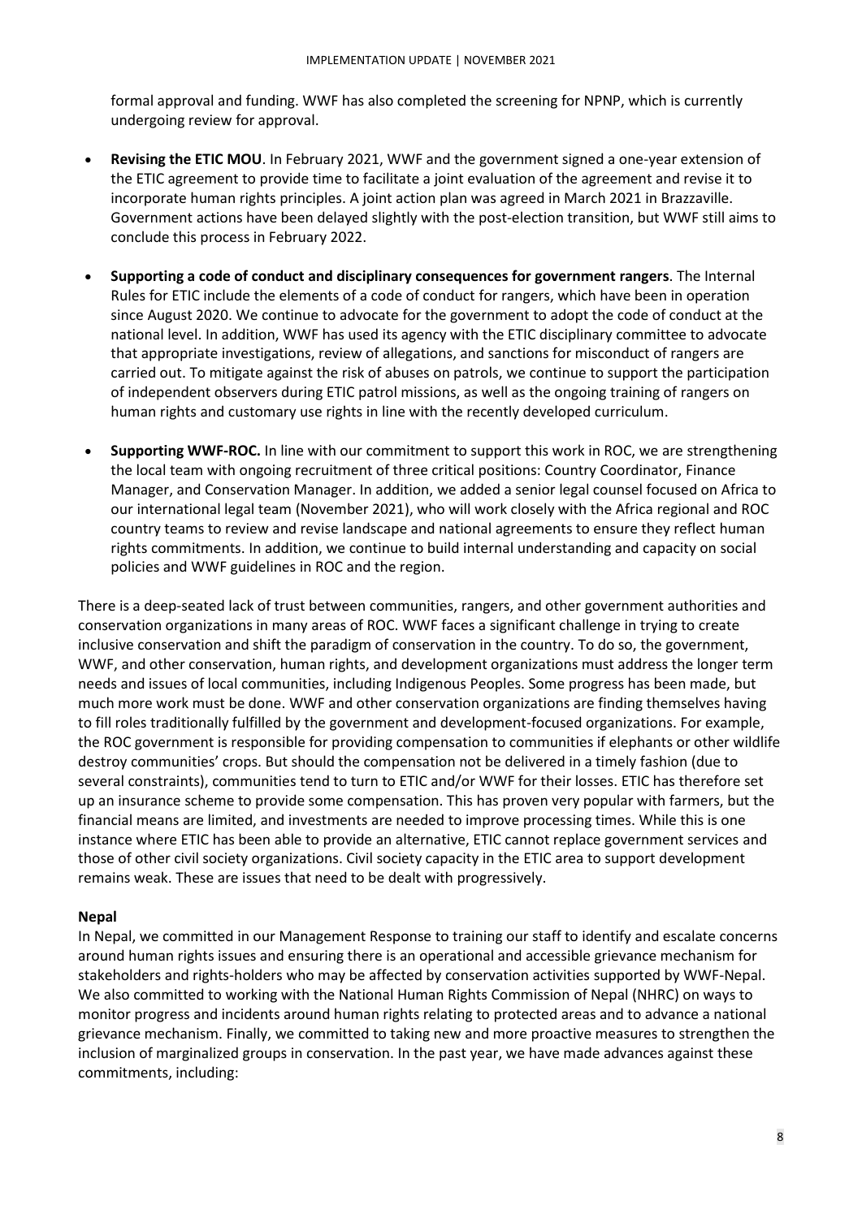formal approval and funding. WWF has also completed the screening for NPNP, which is currently undergoing review for approval.

- **Revising the ETIC MOU**. In February 2021, WWF and the government signed a one-year extension of the ETIC agreement to provide time to facilitate a joint evaluation of the agreement and revise it to incorporate human rights principles. A joint action plan was agreed in March 2021 in Brazzaville. Government actions have been delayed slightly with the post-election transition, but WWF still aims to conclude this process in February 2022.
- **Supporting a code of conduct and disciplinary consequences for government rangers**. The Internal Rules for ETIC include the elements of a code of conduct for rangers, which have been in operation since August 2020. We continue to advocate for the government to adopt the code of conduct at the national level. In addition, WWF has used its agency with the ETIC disciplinary committee to advocate that appropriate investigations, review of allegations, and sanctions for misconduct of rangers are carried out. To mitigate against the risk of abuses on patrols, we continue to support the participation of independent observers during ETIC patrol missions, as well as the ongoing training of rangers on human rights and customary use rights in line with the recently developed curriculum.
- **Supporting WWF-ROC.** In line with our commitment to support this work in ROC, we are strengthening the local team with ongoing recruitment of three critical positions: Country Coordinator, Finance Manager, and Conservation Manager. In addition, we added a senior legal counsel focused on Africa to our international legal team (November 2021), who will work closely with the Africa regional and ROC country teams to review and revise landscape and national agreements to ensure they reflect human rights commitments. In addition, we continue to build internal understanding and capacity on social policies and WWF guidelines in ROC and the region.

There is a deep-seated lack of trust between communities, rangers, and other government authorities and conservation organizations in many areas of ROC. WWF faces a significant challenge in trying to create inclusive conservation and shift the paradigm of conservation in the country. To do so, the government, WWF, and other conservation, human rights, and development organizations must address the longer term needs and issues of local communities, including Indigenous Peoples. Some progress has been made, but much more work must be done. WWF and other conservation organizations are finding themselves having to fill roles traditionally fulfilled by the government and development-focused organizations. For example, the ROC government is responsible for providing compensation to communities if elephants or other wildlife destroy communities' crops. But should the compensation not be delivered in a timely fashion (due to several constraints), communities tend to turn to ETIC and/or WWF for their losses. ETIC has therefore set up an insurance scheme to provide some compensation. This has proven very popular with farmers, but the financial means are limited, and investments are needed to improve processing times. While this is one instance where ETIC has been able to provide an alternative, ETIC cannot replace government services and those of other civil society organizations. Civil society capacity in the ETIC area to support development remains weak. These are issues that need to be dealt with progressively.

**Nepal**

In Nepal, we committed in our Management Response to training our staff to identify and escalate concerns around human rights issues and ensuring there is an operational and accessible grievance mechanism for stakeholders and rights-holders who may be affected by conservation activities supported by WWF-Nepal. We also committed to working with the National Human Rights Commission of Nepal (NHRC) on ways to monitor progress and incidents around human rights relating to protected areas and to advance a national grievance mechanism. Finally, we committed to taking new and more proactive measures to strengthen the inclusion of marginalized groups in conservation. In the past year, we have made advances against these commitments, including: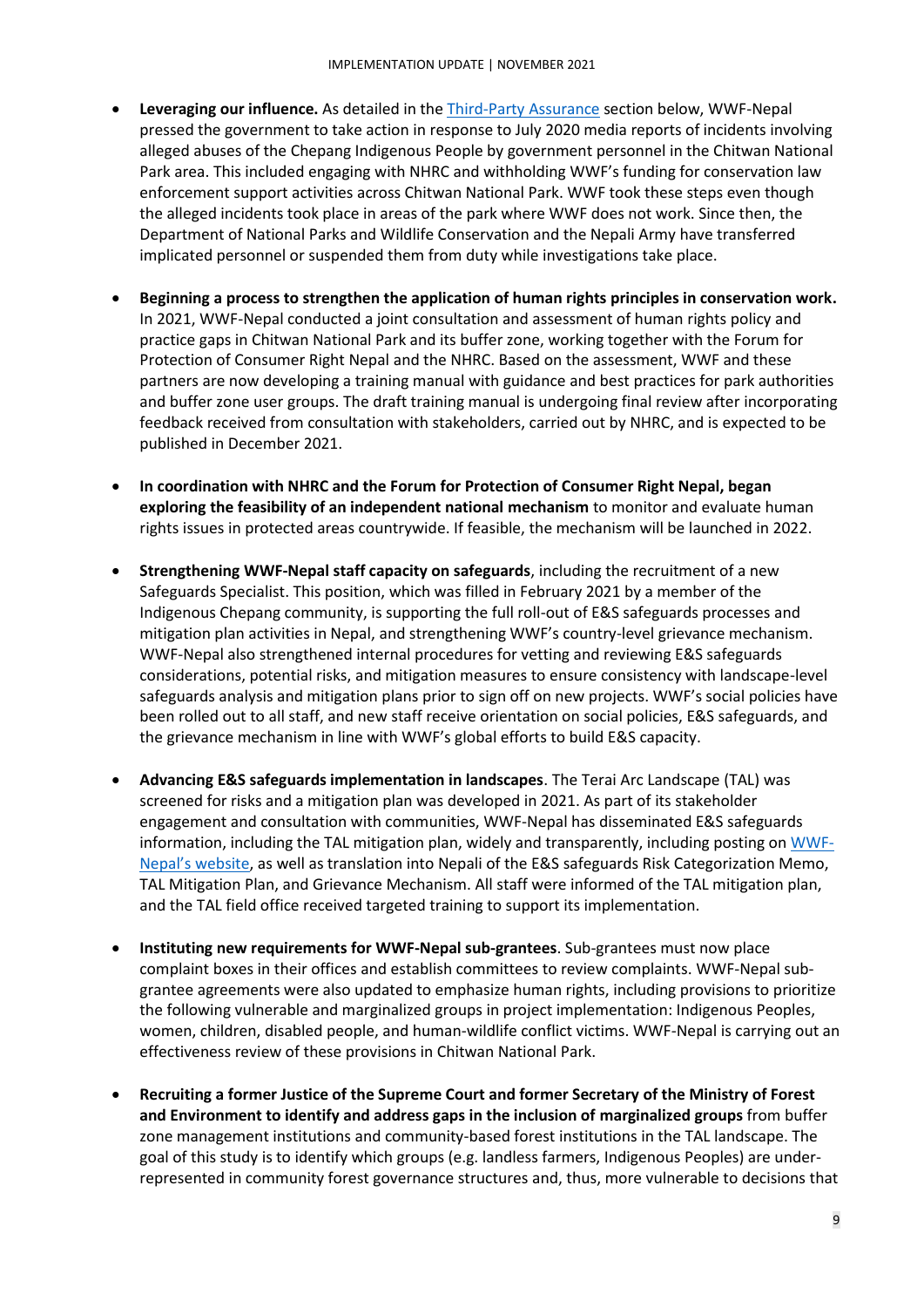- **Leveraging our influence.** As detailed in the Third-Party Assurance section below, WWF-Nepal pressed the government to take action in response to July 2020 media reports of incidents involving alleged abuses of the Chepang Indigenous People by government personnel in the Chitwan National Park area. This included engaging with NHRC and withholding WWF's funding for conservation law enforcement support activities across Chitwan National Park. WWF took these steps even though the alleged incidents took place in areas of the park where WWF does not work. Since then, the Department of National Parks and Wildlife Conservation and the Nepali Army have transferred implicated personnel or suspended them from duty while investigations take place.

- **Beginning a process to strengthen the application of human rights principles in conservation work.** In 2021, WWF-Nepal conducted a joint consultation and assessment of human rights policy and practice gaps in Chitwan National Park and its buffer zone, working together with the Forum for Protection of Consumer Right Nepal and the NHRC. Based on the assessment, WWF and these partners are now developing a training manual with guidance and best practices for park authorities and buffer zone user groups. The draft training manual is undergoing final review after incorporating feedback received from consultation with stakeholders, carried out by NHRC, and is expected to be published in December 2021.

- **In coordination with NHRC and the Forum for Protection of Consumer Right Nepal, began exploring the feasibility of an independent national mechanism** to monitor and evaluate human rights issues in protected areas countrywide. If feasible, the mechanism will be launched in 2022.

- **Strengthening WWF-Nepal staff capacity on safeguards**, including the recruitment of a new Safeguards Specialist. This position, which was filled in February 2021 by a member of the Indigenous Chepang community, is supporting the full roll-out of E&S safeguards processes and mitigation plan activities in Nepal, and strengthening WWF's country-level grievance mechanism. WWF-Nepal also strengthened internal procedures for vetting and reviewing E&S safeguards considerations, potential risks, and mitigation measures to ensure consistency with landscape-level safeguards analysis and mitigation plans prior to sign off on new projects. WWF's social policies have been rolled out to all staff, and new staff receive orientation on social policies, E&S safeguards, and the grievance mechanism in line with WWF's global efforts to build E&S capacity.

- **Advancing E&S safeguards implementation in landscapes**. The Terai Arc Landscape (TAL) was screened for risks and a mitigation plan was developed in 2021. As part of its stakeholder engagement and consultation with communities, WWF-Nepal has disseminated E&S safeguards information, including the TAL mitigation plan, widely and transparently, including posting on WWF-Nepal's website, as well as translation into Nepali of the E&S safeguards Risk Categorization Memo, TAL Mitigation Plan, and Grievance Mechanism. All staff were informed of the TAL mitigation plan, and the TAL field office received targeted training to support its implementation.

- **Instituting new requirements for WWF-Nepal sub-grantees**. Sub-grantees must now place complaint boxes in their offices and establish committees to review complaints. WWF-Nepal sub-grantee agreements were also updated to emphasize human rights, including provisions to prioritize the following vulnerable and marginalized groups in project implementation: Indigenous Peoples, women, children, disabled people, and human-wildlife conflict victims. WWF-Nepal is carrying out an effectiveness review of these provisions in Chitwan National Park.

- **Recruiting a former Justice of the Supreme Court and former Secretary of the Ministry of Forest and Environment to identify and address gaps in the inclusion of marginalized groups** from buffer zone management institutions and community-based forest institutions in the TAL landscape. The goal of this study is to identify which groups (e.g. landless farmers, Indigenous Peoples) are under-represented in community forest governance structures and, thus, more vulnerable to decisions that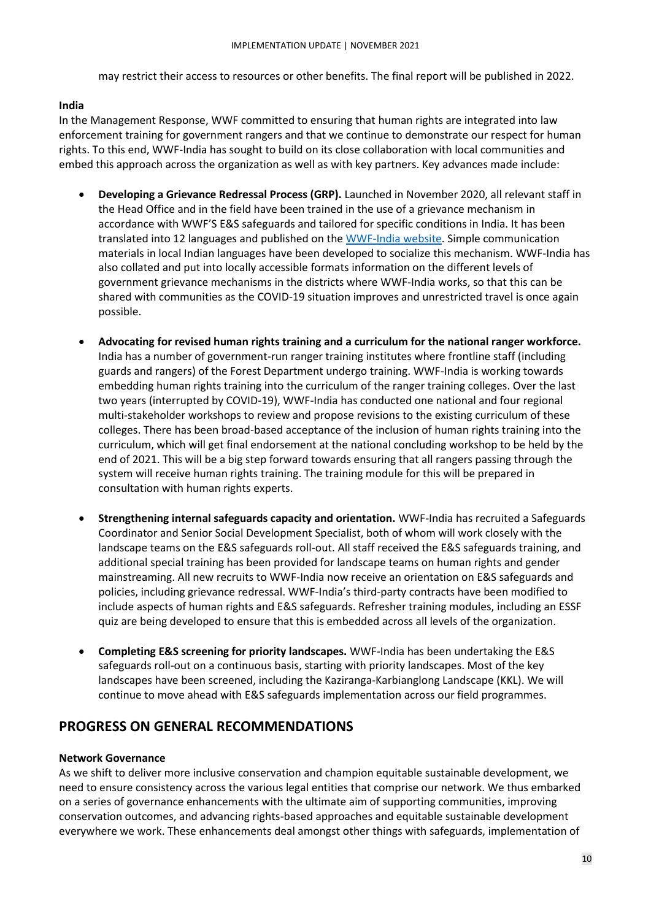may restrict their access to resources or other benefits. The final report will be published in 2022.

**India**

In the Management Response, WWF committed to ensuring that human rights are integrated into law enforcement training for government rangers and that we continue to demonstrate our respect for human rights. To this end, WWF-India has sought to build on its close collaboration with local communities and embed this approach across the organization as well as with key partners. Key advances made include:

- **Developing a Grievance Redressal Process (GRP).** Launched in November 2020, all relevant staff in the Head Office and in the field have been trained in the use of a grievance mechanism in accordance with WWF'S E&S safeguards and tailored for specific conditions in India. It has been translated into 12 languages and published on the WWF-India website. Simple communication materials in local Indian languages have been developed to socialize this mechanism. WWF-India has also collated and put into locally accessible formats information on the different levels of government grievance mechanisms in the districts where WWF-India works, so that this can be shared with communities as the COVID-19 situation improves and unrestricted travel is once again possible.

- **Advocating for revised human rights training and a curriculum for the national ranger workforce.** India has a number of government-run ranger training institutes where frontline staff (including guards and rangers) of the Forest Department undergo training. WWF-India is working towards embedding human rights training into the curriculum of the ranger training colleges. Over the last two years (interrupted by COVID-19), WWF-India has conducted one national and four regional multi-stakeholder workshops to review and propose revisions to the existing curriculum of these colleges. There has been broad-based acceptance of the inclusion of human rights training into the curriculum, which will get final endorsement at the national concluding workshop to be held by the end of 2021. This will be a big step forward towards ensuring that all rangers passing through the system will receive human rights training. The training module for this will be prepared in consultation with human rights experts.

- **Strengthening internal safeguards capacity and orientation.** WWF-India has recruited a Safeguards Coordinator and Senior Social Development Specialist, both of whom will work closely with the landscape teams on the E&S safeguards roll-out. All staff received the E&S safeguards training, and additional special training has been provided for landscape teams on human rights and gender mainstreaming. All new recruits to WWF-India now receive an orientation on E&S safeguards and policies, including grievance redressal. WWF-India's third-party contracts have been modified to include aspects of human rights and E&S safeguards. Refresher training modules, including an ESSF quiz are being developed to ensure that this is embedded across all levels of the organization.

- **Completing E&S screening for priority landscapes.** WWF-India has been undertaking the E&S safeguards roll-out on a continuous basis, starting with priority landscapes. Most of the key landscapes have been screened, including the Kaziranga-Karbianglong Landscape (KKL). We will continue to move ahead with E&S safeguards implementation across our field programmes.

## PROGRESS ON GENERAL RECOMMENDATIONS

**Network Governance**

As we shift to deliver more inclusive conservation and champion equitable sustainable development, we need to ensure consistency across the various legal entities that comprise our network. We thus embarked on a series of governance enhancements with the ultimate aim of supporting communities, improving conservation outcomes, and advancing rights-based approaches and equitable sustainable development everywhere we work. These enhancements deal amongst other things with safeguards, implementation of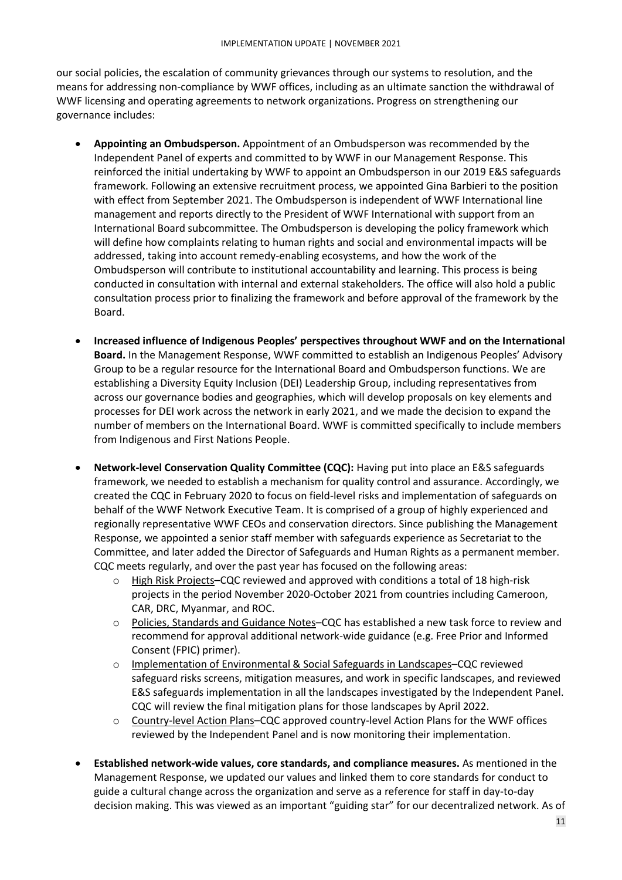our social policies, the escalation of community grievances through our systems to resolution, and the means for addressing non-compliance by WWF offices, including as an ultimate sanction the withdrawal of WWF licensing and operating agreements to network organizations. Progress on strengthening our governance includes:

- **Appointing an Ombudsperson.** Appointment of an Ombudsperson was recommended by the Independent Panel of experts and committed to by WWF in our Management Response. This reinforced the initial undertaking by WWF to appoint an Ombudsperson in our 2019 E&S safeguards framework. Following an extensive recruitment process, we appointed Gina Barbieri to the position with effect from September 2021. The Ombudsperson is independent of WWF International line management and reports directly to the President of WWF International with support from an International Board subcommittee. The Ombudsperson is developing the policy framework which will define how complaints relating to human rights and social and environmental impacts will be addressed, taking into account remedy-enabling ecosystems, and how the work of the Ombudsperson will contribute to institutional accountability and learning. This process is being conducted in consultation with internal and external stakeholders. The office will also hold a public consultation process prior to finalizing the framework and before approval of the framework by the Board.
- **Increased influence of Indigenous Peoples' perspectives throughout WWF and on the International Board.** In the Management Response, WWF committed to establish an Indigenous Peoples' Advisory Group to be a regular resource for the International Board and Ombudsperson functions. We are establishing a Diversity Equity Inclusion (DEI) Leadership Group, including representatives from across our governance bodies and geographies, which will develop proposals on key elements and processes for DEI work across the network in early 2021, and we made the decision to expand the number of members on the International Board. WWF is committed specifically to include members from Indigenous and First Nations People.
- **Network-level Conservation Quality Committee (CQC):** Having put into place an E&S safeguards framework, we needed to establish a mechanism for quality control and assurance. Accordingly, we created the CQC in February 2020 to focus on field-level risks and implementation of safeguards on behalf of the WWF Network Executive Team. It is comprised of a group of highly experienced and regionally representative WWF CEOs and conservation directors. Since publishing the Management Response, we appointed a senior staff member with safeguards experience as Secretariat to the Committee, and later added the Director of Safeguards and Human Rights as a permanent member. CQC meets regularly, and over the past year has focused on the following areas:
  - High Risk Projects–CQC reviewed and approved with conditions a total of 18 high-risk projects in the period November 2020-October 2021 from countries including Cameroon, CAR, DRC, Myanmar, and ROC.
  - Policies, Standards and Guidance Notes–CQC has established a new task force to review and recommend for approval additional network-wide guidance (e.g. Free Prior and Informed Consent (FPIC) primer).
  - Implementation of Environmental & Social Safeguards in Landscapes–CQC reviewed safeguard risks screens, mitigation measures, and work in specific landscapes, and reviewed E&S safeguards implementation in all the landscapes investigated by the Independent Panel. CQC will review the final mitigation plans for those landscapes by April 2022.
  - Country-level Action Plans–CQC approved country-level Action Plans for the WWF offices reviewed by the Independent Panel and is now monitoring their implementation.
- **Established network-wide values, core standards, and compliance measures.** As mentioned in the Management Response, we updated our values and linked them to core standards for conduct to guide a cultural change across the organization and serve as a reference for staff in day-to-day decision making. This was viewed as an important "guiding star" for our decentralized network. As of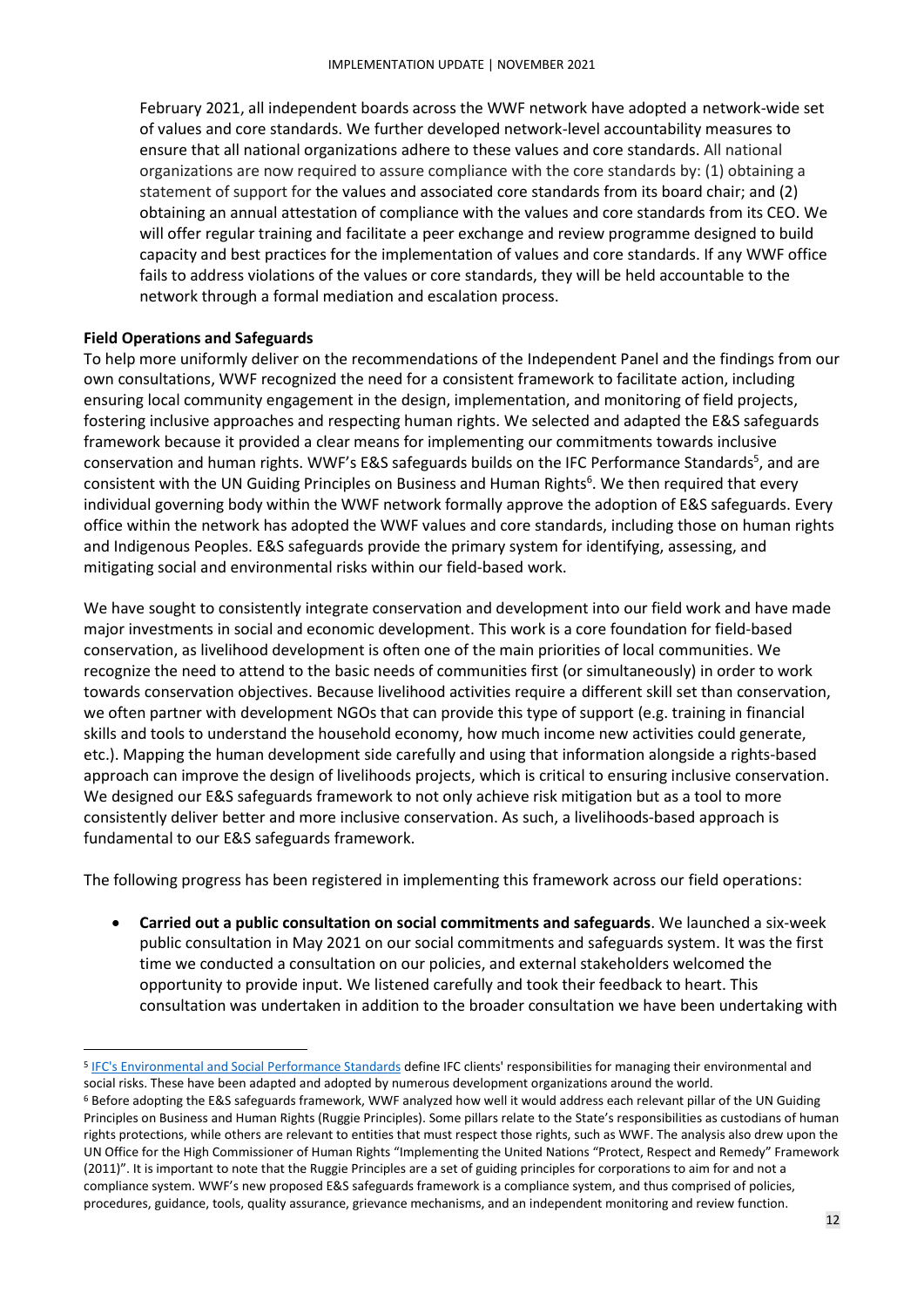February 2021, all independent boards across the WWF network have adopted a network-wide set of values and core standards. We further developed network-level accountability measures to ensure that all national organizations adhere to these values and core standards. All national organizations are now required to assure compliance with the core standards by: (1) obtaining a statement of support for the values and associated core standards from its board chair; and (2) obtaining an annual attestation of compliance with the values and core standards from its CEO. We will offer regular training and facilitate a peer exchange and review programme designed to build capacity and best practices for the implementation of values and core standards. If any WWF office fails to address violations of the values or core standards, they will be held accountable to the network through a formal mediation and escalation process.

**Field Operations and Safeguards**

To help more uniformly deliver on the recommendations of the Independent Panel and the findings from our own consultations, WWF recognized the need for a consistent framework to facilitate action, including ensuring local community engagement in the design, implementation, and monitoring of field projects, fostering inclusive approaches and respecting human rights. We selected and adapted the E&S safeguards framework because it provided a clear means for implementing our commitments towards inclusive conservation and human rights. WWF's E&S safeguards builds on the IFC Performance Standards[5], and are consistent with the UN Guiding Principles on Business and Human Rights[6]. We then required that every individual governing body within the WWF network formally approve the adoption of E&S safeguards. Every office within the network has adopted the WWF values and core standards, including those on human rights and Indigenous Peoples. E&S safeguards provide the primary system for identifying, assessing, and mitigating social and environmental risks within our field-based work.

We have sought to consistently integrate conservation and development into our field work and have made major investments in social and economic development. This work is a core foundation for field-based conservation, as livelihood development is often one of the main priorities of local communities. We recognize the need to attend to the basic needs of communities first (or simultaneously) in order to work towards conservation objectives. Because livelihood activities require a different skill set than conservation, we often partner with development NGOs that can provide this type of support (e.g. training in financial skills and tools to understand the household economy, how much income new activities could generate, etc.). Mapping the human development side carefully and using that information alongside a rights-based approach can improve the design of livelihoods projects, which is critical to ensuring inclusive conservation. We designed our E&S safeguards framework to not only achieve risk mitigation but as a tool to more consistently deliver better and more inclusive conservation. As such, a livelihoods-based approach is fundamental to our E&S safeguards framework.

The following progress has been registered in implementing this framework across our field operations:

- **Carried out a public consultation on social commitments and safeguards**. We launched a six-week public consultation in May 2021 on our social commitments and safeguards system. It was the first time we conducted a consultation on our policies, and external stakeholders welcomed the opportunity to provide input. We listened carefully and took their feedback to heart. This consultation was undertaken in addition to the broader consultation we have been undertaking with

---

[5] IFC's Environmental and Social Performance Standards define IFC clients' responsibilities for managing their environmental and social risks. These have been adapted and adopted by numerous development organizations around the world.

[6] Before adopting the E&S safeguards framework, WWF analyzed how well it would address each relevant pillar of the UN Guiding Principles on Business and Human Rights (Ruggie Principles). Some pillars relate to the State's responsibilities as custodians of human rights protections, while others are relevant to entities that must respect those rights, such as WWF. The analysis also drew upon the UN Office for the High Commissioner of Human Rights "Implementing the United Nations "Protect, Respect and Remedy" Framework (2011)". It is important to note that the Ruggie Principles are a set of guiding principles for corporations to aim for and not a compliance system. WWF's new proposed E&S safeguards framework is a compliance system, and thus comprised of policies, procedures, guidance, tools, quality assurance, grievance mechanisms, and an independent monitoring and review function.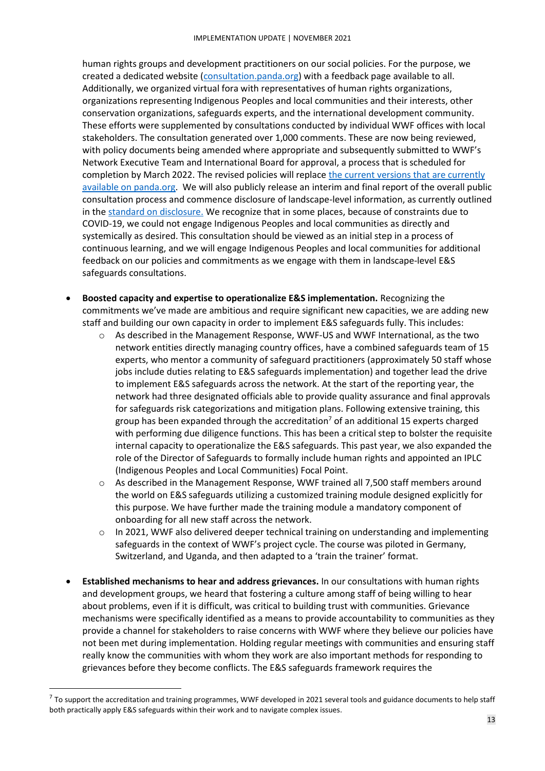human rights groups and development practitioners on our social policies. For the purpose, we created a dedicated website ([consultation.panda.org](consultation.panda.org)) with a feedback page available to all. Additionally, we organized virtual fora with representatives of human rights organizations, organizations representing Indigenous Peoples and local communities and their interests, other conservation organizations, safeguards experts, and the international development community. These efforts were supplemented by consultations conducted by individual WWF offices with local stakeholders. The consultation generated over 1,000 comments. These are now being reviewed, with policy documents being amended where appropriate and subsequently submitted to WWF's Network Executive Team and International Board for approval, a process that is scheduled for completion by March 2022. The revised policies will replace the current versions that are currently available on panda.org. We will also publicly release an interim and final report of the overall public consultation process and commence disclosure of landscape-level information, as currently outlined in the standard on disclosure. We recognize that in some places, because of constraints due to COVID-19, we could not engage Indigenous Peoples and local communities as directly and systemically as desired. This consultation should be viewed as an initial step in a process of continuous learning, and we will engage Indigenous Peoples and local communities for additional feedback on our policies and commitments as we engage with them in landscape-level E&S safeguards consultations.

- **Boosted capacity and expertise to operationalize E&S implementation.** Recognizing the commitments we've made are ambitious and require significant new capacities, we are adding new staff and building our own capacity in order to implement E&S safeguards fully. This includes:
    - As described in the Management Response, WWF-US and WWF International, as the two network entities directly managing country offices, have a combined safeguards team of 15 experts, who mentor a community of safeguard practitioners (approximately 50 staff whose jobs include duties relating to E&S safeguards implementation) and together lead the drive to implement E&S safeguards across the network. At the start of the reporting year, the network had three designated officials able to provide quality assurance and final approvals for safeguards risk categorizations and mitigation plans. Following extensive training, this group has been expanded through the accreditation[7] of an additional 15 experts charged with performing due diligence functions. This has been a critical step to bolster the requisite internal capacity to operationalize the E&S safeguards. This past year, we also expanded the role of the Director of Safeguards to formally include human rights and appointed an IPLC (Indigenous Peoples and Local Communities) Focal Point.
    - As described in the Management Response, WWF trained all 7,500 staff members around the world on E&S safeguards utilizing a customized training module designed explicitly for this purpose. We have further made the training module a mandatory component of onboarding for all new staff across the network.
    - In 2021, WWF also delivered deeper technical training on understanding and implementing safeguards in the context of WWF's project cycle. The course was piloted in Germany, Switzerland, and Uganda, and then adapted to a 'train the trainer' format.

- **Established mechanisms to hear and address grievances.** In our consultations with human rights and development groups, we heard that fostering a culture among staff of being willing to hear about problems, even if it is difficult, was critical to building trust with communities. Grievance mechanisms were specifically identified as a means to provide accountability to communities as they provide a channel for stakeholders to raise concerns with WWF where they believe our policies have not been met during implementation. Holding regular meetings with communities and ensuring staff really know the communities with whom they work are also important methods for responding to grievances before they become conflicts. The E&S safeguards framework requires the

[7] To support the accreditation and training programmes, WWF developed in 2021 several tools and guidance documents to help staff both practically apply E&S safeguards within their work and to navigate complex issues.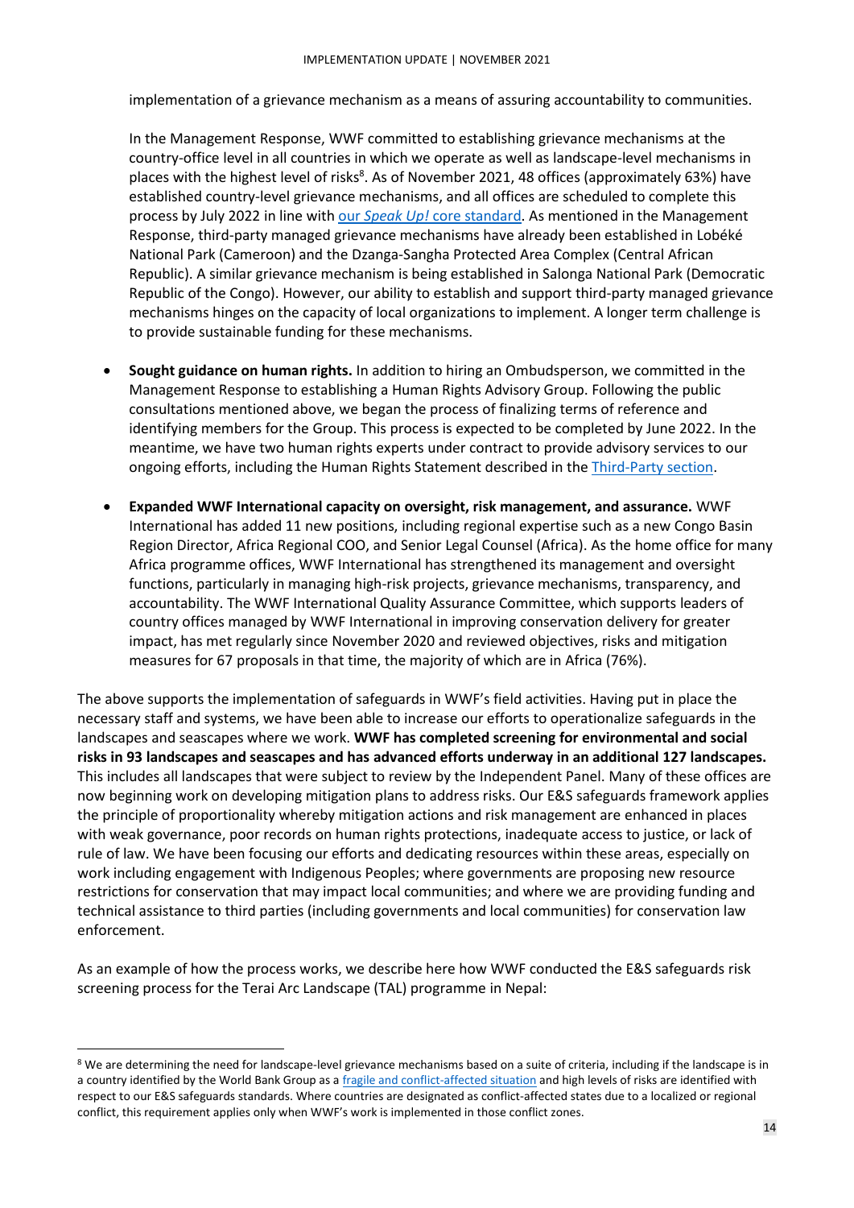implementation of a grievance mechanism as a means of assuring accountability to communities.

In the Management Response, WWF committed to establishing grievance mechanisms at the country-office level in all countries in which we operate as well as landscape-level mechanisms in places with the highest level of risks[8]. As of November 2021, 48 offices (approximately 63%) have established country-level grievance mechanisms, and all offices are scheduled to complete this process by July 2022 in line with our *Speak Up!* core standard. As mentioned in the Management Response, third-party managed grievance mechanisms have already been established in Lobéké National Park (Cameroon) and the Dzanga-Sangha Protected Area Complex (Central African Republic). A similar grievance mechanism is being established in Salonga National Park (Democratic Republic of the Congo). However, our ability to establish and support third-party managed grievance mechanisms hinges on the capacity of local organizations to implement. A longer term challenge is to provide sustainable funding for these mechanisms.

- **Sought guidance on human rights.** In addition to hiring an Ombudsperson, we committed in the Management Response to establishing a Human Rights Advisory Group. Following the public consultations mentioned above, we began the process of finalizing terms of reference and identifying members for the Group. This process is expected to be completed by June 2022. In the meantime, we have two human rights experts under contract to provide advisory services to our ongoing efforts, including the Human Rights Statement described in the Third-Party section.
- **Expanded WWF International capacity on oversight, risk management, and assurance.** WWF International has added 11 new positions, including regional expertise such as a new Congo Basin Region Director, Africa Regional COO, and Senior Legal Counsel (Africa). As the home office for many Africa programme offices, WWF International has strengthened its management and oversight functions, particularly in managing high-risk projects, grievance mechanisms, transparency, and accountability. The WWF International Quality Assurance Committee, which supports leaders of country offices managed by WWF International in improving conservation delivery for greater impact, has met regularly since November 2020 and reviewed objectives, risks and mitigation measures for 67 proposals in that time, the majority of which are in Africa (76%).

The above supports the implementation of safeguards in WWF's field activities. Having put in place the necessary staff and systems, we have been able to increase our efforts to operationalize safeguards in the landscapes and seascapes where we work. **WWF has completed screening for environmental and social risks in 93 landscapes and seascapes and has advanced efforts underway in an additional 127 landscapes.** This includes all landscapes that were subject to review by the Independent Panel. Many of these offices are now beginning work on developing mitigation plans to address risks. Our E&S safeguards framework applies the principle of proportionality whereby mitigation actions and risk management are enhanced in places with weak governance, poor records on human rights protections, inadequate access to justice, or lack of rule of law. We have been focusing our efforts and dedicating resources within these areas, especially on work including engagement with Indigenous Peoples; where governments are proposing new resource restrictions for conservation that may impact local communities; and where we are providing funding and technical assistance to third parties (including governments and local communities) for conservation law enforcement.

As an example of how the process works, we describe here how WWF conducted the E&S safeguards risk screening process for the Terai Arc Landscape (TAL) programme in Nepal:

[8] We are determining the need for landscape-level grievance mechanisms based on a suite of criteria, including if the landscape is in a country identified by the World Bank Group as a fragile and conflict-affected situation and high levels of risks are identified with respect to our E&S safeguards standards. Where countries are designated as conflict-affected states due to a localized or regional conflict, this requirement applies only when WWF's work is implemented in those conflict zones.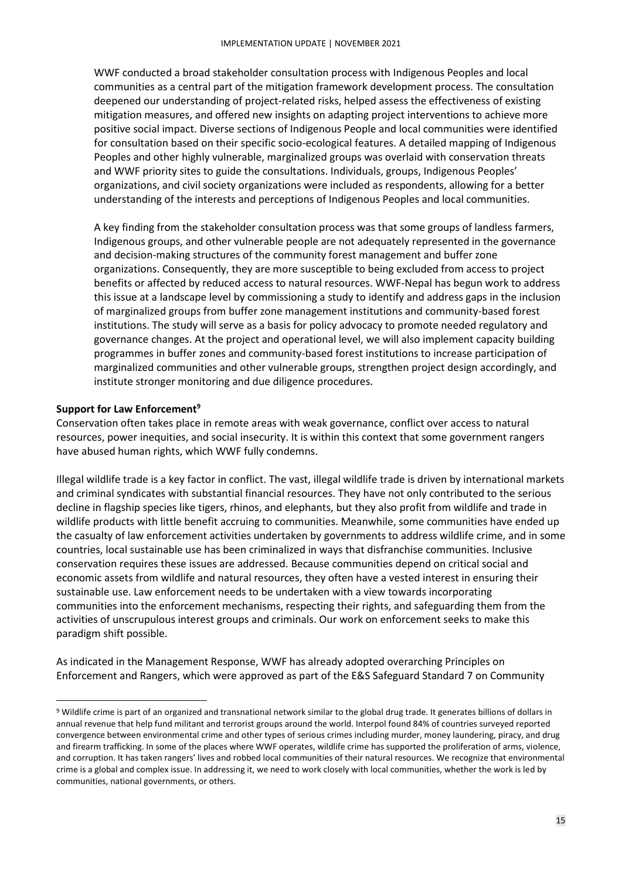WWF conducted a broad stakeholder consultation process with Indigenous Peoples and local communities as a central part of the mitigation framework development process. The consultation deepened our understanding of project-related risks, helped assess the effectiveness of existing mitigation measures, and offered new insights on adapting project interventions to achieve more positive social impact. Diverse sections of Indigenous People and local communities were identified for consultation based on their specific socio-ecological features. A detailed mapping of Indigenous Peoples and other highly vulnerable, marginalized groups was overlaid with conservation threats and WWF priority sites to guide the consultations. Individuals, groups, Indigenous Peoples' organizations, and civil society organizations were included as respondents, allowing for a better understanding of the interests and perceptions of Indigenous Peoples and local communities.

A key finding from the stakeholder consultation process was that some groups of landless farmers, Indigenous groups, and other vulnerable people are not adequately represented in the governance and decision-making structures of the community forest management and buffer zone organizations. Consequently, they are more susceptible to being excluded from access to project benefits or affected by reduced access to natural resources. WWF-Nepal has begun work to address this issue at a landscape level by commissioning a study to identify and address gaps in the inclusion of marginalized groups from buffer zone management institutions and community-based forest institutions. The study will serve as a basis for policy advocacy to promote needed regulatory and governance changes. At the project and operational level, we will also implement capacity building programmes in buffer zones and community-based forest institutions to increase participation of marginalized communities and other vulnerable groups, strengthen project design accordingly, and institute stronger monitoring and due diligence procedures.

**Support for Law Enforcement**[9]

Conservation often takes place in remote areas with weak governance, conflict over access to natural resources, power inequities, and social insecurity. It is within this context that some government rangers have abused human rights, which WWF fully condemns.

Illegal wildlife trade is a key factor in conflict. The vast, illegal wildlife trade is driven by international markets and criminal syndicates with substantial financial resources. They have not only contributed to the serious decline in flagship species like tigers, rhinos, and elephants, but they also profit from wildlife and trade in wildlife products with little benefit accruing to communities. Meanwhile, some communities have ended up the casualty of law enforcement activities undertaken by governments to address wildlife crime, and in some countries, local sustainable use has been criminalized in ways that disfranchise communities. Inclusive conservation requires these issues are addressed. Because communities depend on critical social and economic assets from wildlife and natural resources, they often have a vested interest in ensuring their sustainable use. Law enforcement needs to be undertaken with a view towards incorporating communities into the enforcement mechanisms, respecting their rights, and safeguarding them from the activities of unscrupulous interest groups and criminals. Our work on enforcement seeks to make this paradigm shift possible.

As indicated in the Management Response, WWF has already adopted overarching Principles on Enforcement and Rangers, which were approved as part of the E&S Safeguard Standard 7 on Community

[9] Wildlife crime is part of an organized and transnational network similar to the global drug trade. It generates billions of dollars in annual revenue that help fund militant and terrorist groups around the world. Interpol found 84% of countries surveyed reported convergence between environmental crime and other types of serious crimes including murder, money laundering, piracy, and drug and firearm trafficking. In some of the places where WWF operates, wildlife crime has supported the proliferation of arms, violence, and corruption. It has taken rangers' lives and robbed local communities of their natural resources. We recognize that environmental crime is a global and complex issue. In addressing it, we need to work closely with local communities, whether the work is led by communities, national governments, or others.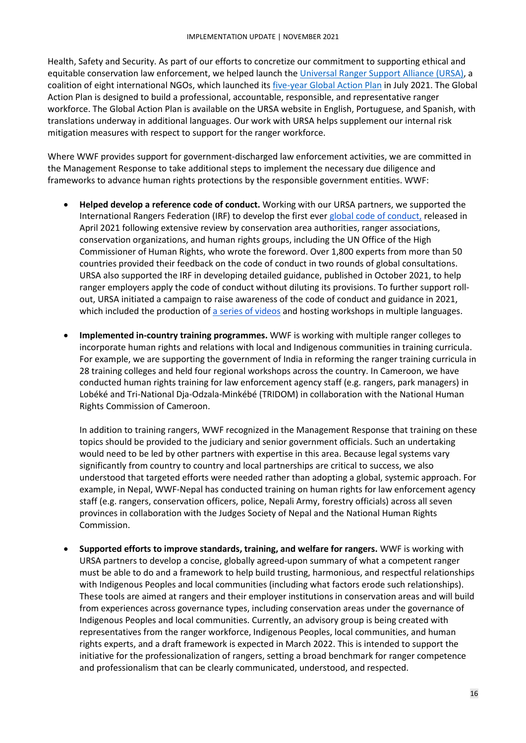Health, Safety and Security. As part of our efforts to concretize our commitment to supporting ethical and equitable conservation law enforcement, we helped launch the Universal Ranger Support Alliance (URSA), a coalition of eight international NGOs, which launched its five-year Global Action Plan in July 2021. The Global Action Plan is designed to build a professional, accountable, responsible, and representative ranger workforce. The Global Action Plan is available on the URSA website in English, Portuguese, and Spanish, with translations underway in additional languages. Our work with URSA helps supplement our internal risk mitigation measures with respect to support for the ranger workforce.

Where WWF provides support for government-discharged law enforcement activities, we are committed in the Management Response to take additional steps to implement the necessary due diligence and frameworks to advance human rights protections by the responsible government entities. WWF:

- **Helped develop a reference code of conduct.** Working with our URSA partners, we supported the International Rangers Federation (IRF) to develop the first ever global code of conduct, released in April 2021 following extensive review by conservation area authorities, ranger associations, conservation organizations, and human rights groups, including the UN Office of the High Commissioner of Human Rights, who wrote the foreword. Over 1,800 experts from more than 50 countries provided their feedback on the code of conduct in two rounds of global consultations. URSA also supported the IRF in developing detailed guidance, published in October 2021, to help ranger employers apply the code of conduct without diluting its provisions. To further support roll-out, URSA initiated a campaign to raise awareness of the code of conduct and guidance in 2021, which included the production of a series of videos and hosting workshops in multiple languages.

- **Implemented in-country training programmes.** WWF is working with multiple ranger colleges to incorporate human rights and relations with local and Indigenous communities in training curricula. For example, we are supporting the government of India in reforming the ranger training curricula in 28 training colleges and held four regional workshops across the country. In Cameroon, we have conducted human rights training for law enforcement agency staff (e.g. rangers, park managers) in Lobéké and Tri-National Dja-Odzala-Minkébé (TRIDOM) in collaboration with the National Human Rights Commission of Cameroon.

  In addition to training rangers, WWF recognized in the Management Response that training on these topics should be provided to the judiciary and senior government officials. Such an undertaking would need to be led by other partners with expertise in this area. Because legal systems vary significantly from country to country and local partnerships are critical to success, we also understood that targeted efforts were needed rather than adopting a global, systemic approach. For example, in Nepal, WWF-Nepal has conducted training on human rights for law enforcement agency staff (e.g. rangers, conservation officers, police, Nepali Army, forestry officials) across all seven provinces in collaboration with the Judges Society of Nepal and the National Human Rights Commission.

- **Supported efforts to improve standards, training, and welfare for rangers.** WWF is working with URSA partners to develop a concise, globally agreed-upon summary of what a competent ranger must be able to do and a framework to help build trusting, harmonious, and respectful relationships with Indigenous Peoples and local communities (including what factors erode such relationships). These tools are aimed at rangers and their employer institutions in conservation areas and will build from experiences across governance types, including conservation areas under the governance of Indigenous Peoples and local communities. Currently, an advisory group is being created with representatives from the ranger workforce, Indigenous Peoples, local communities, and human rights experts, and a draft framework is expected in March 2022. This is intended to support the initiative for the professionalization of rangers, setting a broad benchmark for ranger competence and professionalism that can be clearly communicated, understood, and respected.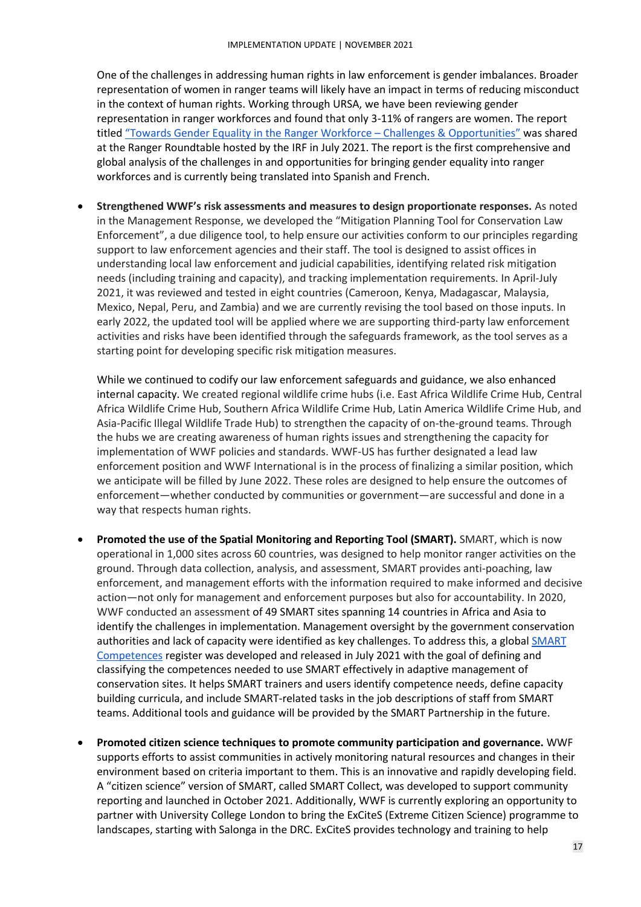One of the challenges in addressing human rights in law enforcement is gender imbalances. Broader representation of women in ranger teams will likely have an impact in terms of reducing misconduct in the context of human rights. Working through URSA, we have been reviewing gender representation in ranger workforces and found that only 3-11% of rangers are women. The report titled "Towards Gender Equality in the Ranger Workforce – Challenges & Opportunities" was shared at the Ranger Roundtable hosted by the IRF in July 2021. The report is the first comprehensive and global analysis of the challenges in and opportunities for bringing gender equality into ranger workforces and is currently being translated into Spanish and French.

- **Strengthened WWF's risk assessments and measures to design proportionate responses.** As noted in the Management Response, we developed the "Mitigation Planning Tool for Conservation Law Enforcement", a due diligence tool, to help ensure our activities conform to our principles regarding support to law enforcement agencies and their staff. The tool is designed to assist offices in understanding local law enforcement and judicial capabilities, identifying related risk mitigation needs (including training and capacity), and tracking implementation requirements. In April-July 2021, it was reviewed and tested in eight countries (Cameroon, Kenya, Madagascar, Malaysia, Mexico, Nepal, Peru, and Zambia) and we are currently revising the tool based on those inputs. In early 2022, the updated tool will be applied where we are supporting third-party law enforcement activities and risks have been identified through the safeguards framework, as the tool serves as a starting point for developing specific risk mitigation measures.

  While we continued to codify our law enforcement safeguards and guidance, we also enhanced internal capacity. We created regional wildlife crime hubs (i.e. East Africa Wildlife Crime Hub, Central Africa Wildlife Crime Hub, Southern Africa Wildlife Crime Hub, Latin America Wildlife Crime Hub, and Asia-Pacific Illegal Wildlife Trade Hub) to strengthen the capacity of on-the-ground teams. Through the hubs we are creating awareness of human rights issues and strengthening the capacity for implementation of WWF policies and standards. WWF-US has further designated a lead law enforcement position and WWF International is in the process of finalizing a similar position, which we anticipate will be filled by June 2022. These roles are designed to help ensure the outcomes of enforcement—whether conducted by communities or government—are successful and done in a way that respects human rights.

- **Promoted the use of the Spatial Monitoring and Reporting Tool (SMART).** SMART, which is now operational in 1,000 sites across 60 countries, was designed to help monitor ranger activities on the ground. Through data collection, analysis, and assessment, SMART provides anti-poaching, law enforcement, and management efforts with the information required to make informed and decisive action—not only for management and enforcement purposes but also for accountability. In 2020, WWF conducted an assessment of 49 SMART sites spanning 14 countries in Africa and Asia to identify the challenges in implementation. Management oversight by the government conservation authorities and lack of capacity were identified as key challenges. To address this, a global SMART Competences register was developed and released in July 2021 with the goal of defining and classifying the competences needed to use SMART effectively in adaptive management of conservation sites. It helps SMART trainers and users identify competence needs, define capacity building curricula, and include SMART-related tasks in the job descriptions of staff from SMART teams. Additional tools and guidance will be provided by the SMART Partnership in the future.

- **Promoted citizen science techniques to promote community participation and governance.** WWF supports efforts to assist communities in actively monitoring natural resources and changes in their environment based on criteria important to them. This is an innovative and rapidly developing field. A "citizen science" version of SMART, called SMART Collect, was developed to support community reporting and launched in October 2021. Additionally, WWF is currently exploring an opportunity to partner with University College London to bring the ExCiteS (Extreme Citizen Science) programme to landscapes, starting with Salonga in the DRC. ExCiteS provides technology and training to help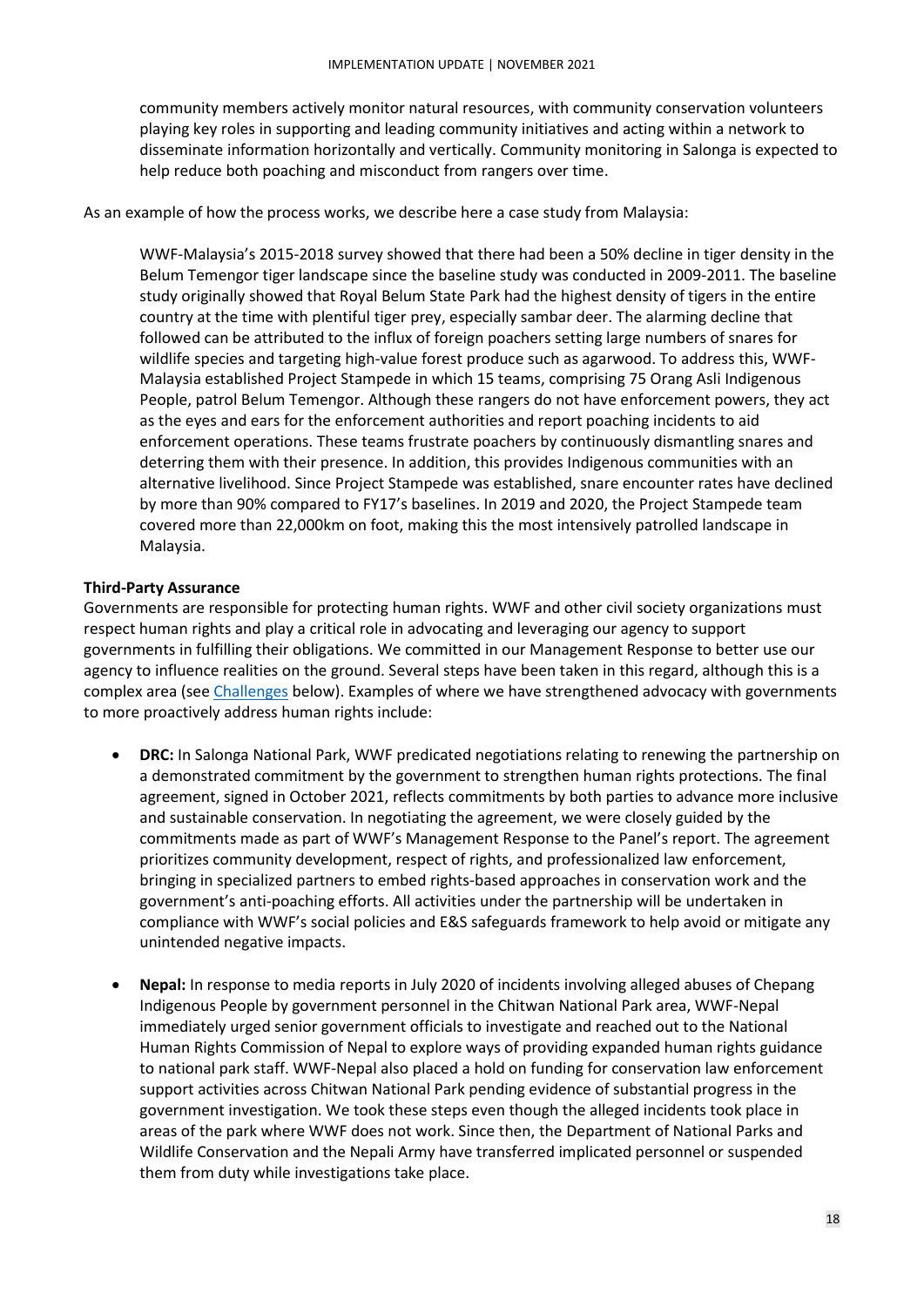community members actively monitor natural resources, with community conservation volunteers playing key roles in supporting and leading community initiatives and acting within a network to disseminate information horizontally and vertically. Community monitoring in Salonga is expected to help reduce both poaching and misconduct from rangers over time.

As an example of how the process works, we describe here a case study from Malaysia:

> WWF-Malaysia's 2015-2018 survey showed that there had been a 50% decline in tiger density in the Belum Temengor tiger landscape since the baseline study was conducted in 2009-2011. The baseline study originally showed that Royal Belum State Park had the highest density of tigers in the entire country at the time with plentiful tiger prey, especially sambar deer. The alarming decline that followed can be attributed to the influx of foreign poachers setting large numbers of snares for wildlife species and targeting high-value forest produce such as agarwood. To address this, WWF-Malaysia established Project Stampede in which 15 teams, comprising 75 Orang Asli Indigenous People, patrol Belum Temengor. Although these rangers do not have enforcement powers, they act as the eyes and ears for the enforcement authorities and report poaching incidents to aid enforcement operations. These teams frustrate poachers by continuously dismantling snares and deterring them with their presence. In addition, this provides Indigenous communities with an alternative livelihood. Since Project Stampede was established, snare encounter rates have declined by more than 90% compared to FY17's baselines. In 2019 and 2020, the Project Stampede team covered more than 22,000km on foot, making this the most intensively patrolled landscape in Malaysia.

**Third-Party Assurance**

Governments are responsible for protecting human rights. WWF and other civil society organizations must respect human rights and play a critical role in advocating and leveraging our agency to support governments in fulfilling their obligations. We committed in our Management Response to better use our agency to influence realities on the ground. Several steps have been taken in this regard, although this is a complex area (see Challenges below). Examples of where we have strengthened advocacy with governments to more proactively address human rights include:

- **DRC:** In Salonga National Park, WWF predicated negotiations relating to renewing the partnership on a demonstrated commitment by the government to strengthen human rights protections. The final agreement, signed in October 2021, reflects commitments by both parties to advance more inclusive and sustainable conservation. In negotiating the agreement, we were closely guided by the commitments made as part of WWF's Management Response to the Panel's report. The agreement prioritizes community development, respect of rights, and professionalized law enforcement, bringing in specialized partners to embed rights-based approaches in conservation work and the government's anti-poaching efforts. All activities under the partnership will be undertaken in compliance with WWF's social policies and E&S safeguards framework to help avoid or mitigate any unintended negative impacts.

- **Nepal:** In response to media reports in July 2020 of incidents involving alleged abuses of Chepang Indigenous People by government personnel in the Chitwan National Park area, WWF-Nepal immediately urged senior government officials to investigate and reached out to the National Human Rights Commission of Nepal to explore ways of providing expanded human rights guidance to national park staff. WWF-Nepal also placed a hold on funding for conservation law enforcement support activities across Chitwan National Park pending evidence of substantial progress in the government investigation. We took these steps even though the alleged incidents took place in areas of the park where WWF does not work. Since then, the Department of National Parks and Wildlife Conservation and the Nepali Army have transferred implicated personnel or suspended them from duty while investigations take place.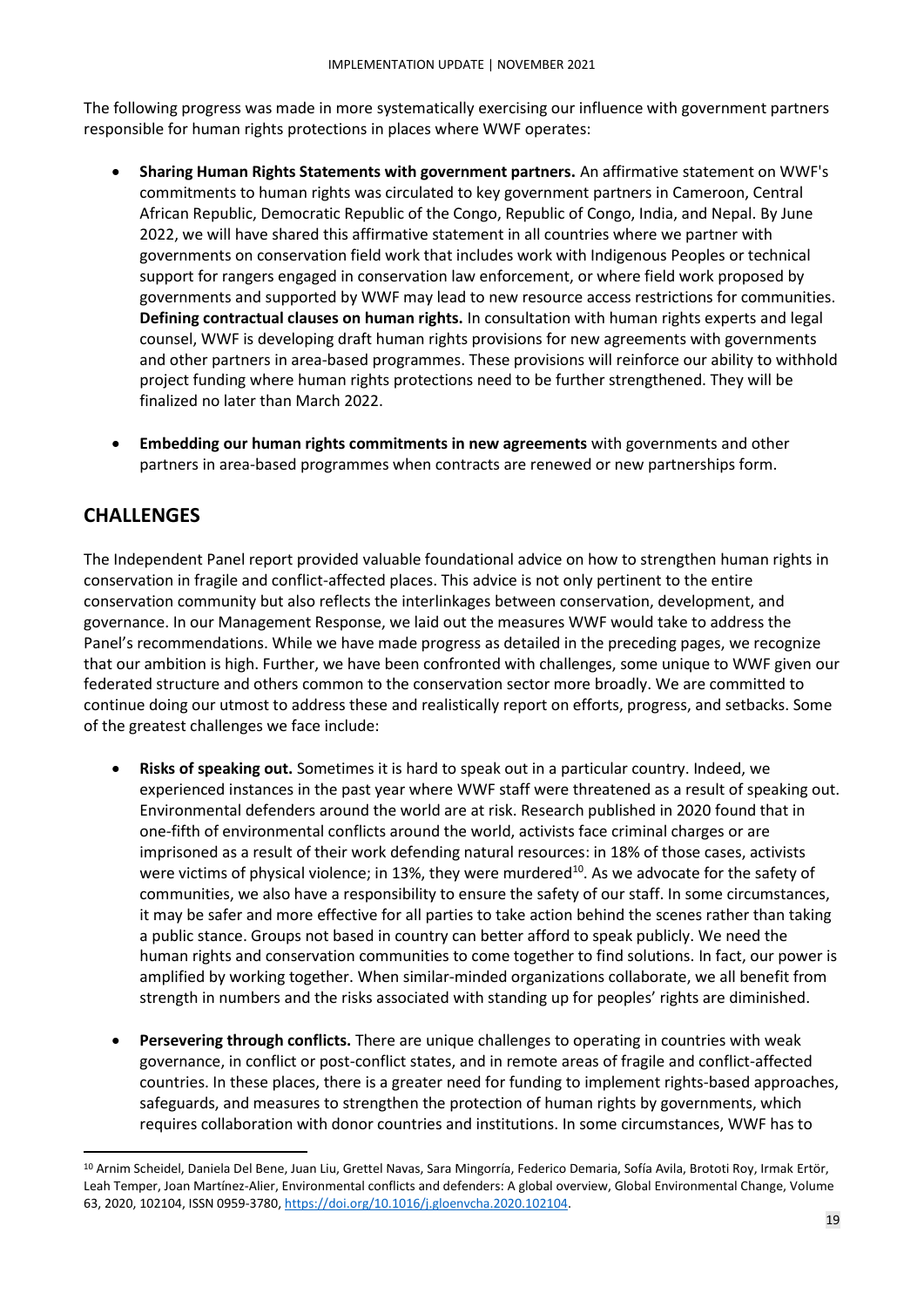The following progress was made in more systematically exercising our influence with government partners responsible for human rights protections in places where WWF operates:

- **Sharing Human Rights Statements with government partners.** An affirmative statement on WWF's commitments to human rights was circulated to key government partners in Cameroon, Central African Republic, Democratic Republic of the Congo, Republic of Congo, India, and Nepal. By June 2022, we will have shared this affirmative statement in all countries where we partner with governments on conservation field work that includes work with Indigenous Peoples or technical support for rangers engaged in conservation law enforcement, or where field work proposed by governments and supported by WWF may lead to new resource access restrictions for communities. **Defining contractual clauses on human rights.** In consultation with human rights experts and legal counsel, WWF is developing draft human rights provisions for new agreements with governments and other partners in area-based programmes. These provisions will reinforce our ability to withhold project funding where human rights protections need to be further strengthened. They will be finalized no later than March 2022.

- **Embedding our human rights commitments in new agreements** with governments and other partners in area-based programmes when contracts are renewed or new partnerships form.

## CHALLENGES

The Independent Panel report provided valuable foundational advice on how to strengthen human rights in conservation in fragile and conflict-affected places. This advice is not only pertinent to the entire conservation community but also reflects the interlinkages between conservation, development, and governance. In our Management Response, we laid out the measures WWF would take to address the Panel's recommendations. While we have made progress as detailed in the preceding pages, we recognize that our ambition is high. Further, we have been confronted with challenges, some unique to WWF given our federated structure and others common to the conservation sector more broadly. We are committed to continue doing our utmost to address these and realistically report on efforts, progress, and setbacks. Some of the greatest challenges we face include:

- **Risks of speaking out.** Sometimes it is hard to speak out in a particular country. Indeed, we experienced instances in the past year where WWF staff were threatened as a result of speaking out. Environmental defenders around the world are at risk. Research published in 2020 found that in one-fifth of environmental conflicts around the world, activists face criminal charges or are imprisoned as a result of their work defending natural resources: in 18% of those cases, activists were victims of physical violence; in 13%, they were murdered[10]. As we advocate for the safety of communities, we also have a responsibility to ensure the safety of our staff. In some circumstances, it may be safer and more effective for all parties to take action behind the scenes rather than taking a public stance. Groups not based in country can better afford to speak publicly. We need the human rights and conservation communities to come together to find solutions. In fact, our power is amplified by working together. When similar-minded organizations collaborate, we all benefit from strength in numbers and the risks associated with standing up for peoples' rights are diminished.

- **Persevering through conflicts.** There are unique challenges to operating in countries with weak governance, in conflict or post-conflict states, and in remote areas of fragile and conflict-affected countries. In these places, there is a greater need for funding to implement rights-based approaches, safeguards, and measures to strengthen the protection of human rights by governments, which requires collaboration with donor countries and institutions. In some circumstances, WWF has to

[10] Arnim Scheidel, Daniela Del Bene, Juan Liu, Grettel Navas, Sara Mingorría, Federico Demaria, Sofía Avila, Brototi Roy, Irmak Ertör, Leah Temper, Joan Martínez-Alier, Environmental conflicts and defenders: A global overview, Global Environmental Change, Volume 63, 2020, 102104, ISSN 0959-3780, https://doi.org/10.1016/j.gloenvcha.2020.102104.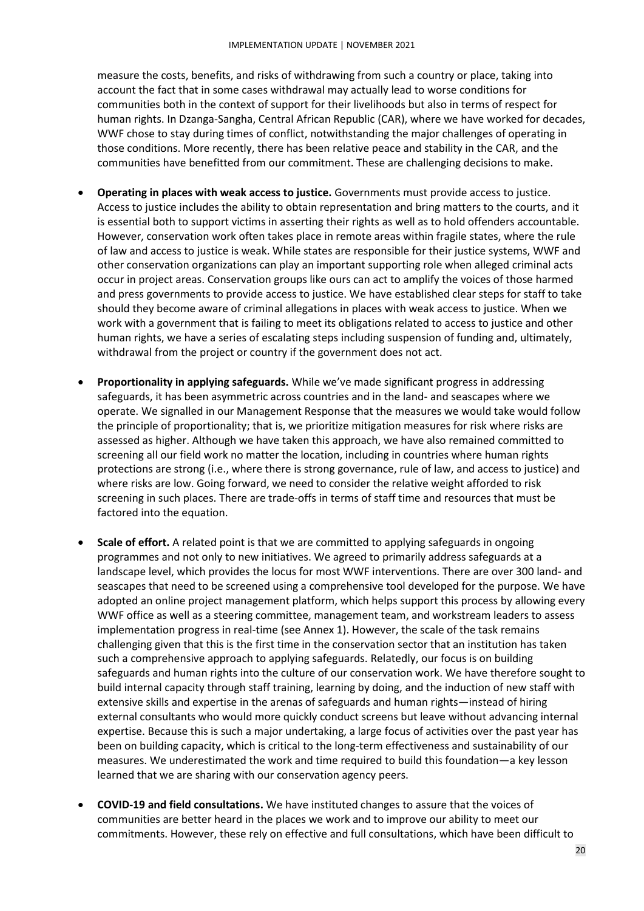measure the costs, benefits, and risks of withdrawing from such a country or place, taking into account the fact that in some cases withdrawal may actually lead to worse conditions for communities both in the context of support for their livelihoods but also in terms of respect for human rights. In Dzanga-Sangha, Central African Republic (CAR), where we have worked for decades, WWF chose to stay during times of conflict, notwithstanding the major challenges of operating in those conditions. More recently, there has been relative peace and stability in the CAR, and the communities have benefitted from our commitment. These are challenging decisions to make.

- **Operating in places with weak access to justice.** Governments must provide access to justice. Access to justice includes the ability to obtain representation and bring matters to the courts, and it is essential both to support victims in asserting their rights as well as to hold offenders accountable. However, conservation work often takes place in remote areas within fragile states, where the rule of law and access to justice is weak. While states are responsible for their justice systems, WWF and other conservation organizations can play an important supporting role when alleged criminal acts occur in project areas. Conservation groups like ours can act to amplify the voices of those harmed and press governments to provide access to justice. We have established clear steps for staff to take should they become aware of criminal allegations in places with weak access to justice. When we work with a government that is failing to meet its obligations related to access to justice and other human rights, we have a series of escalating steps including suspension of funding and, ultimately, withdrawal from the project or country if the government does not act.

- **Proportionality in applying safeguards.** While we've made significant progress in addressing safeguards, it has been asymmetric across countries and in the land- and seascapes where we operate. We signalled in our Management Response that the measures we would take would follow the principle of proportionality; that is, we prioritize mitigation measures for risk where risks are assessed as higher. Although we have taken this approach, we have also remained committed to screening all our field work no matter the location, including in countries where human rights protections are strong (i.e., where there is strong governance, rule of law, and access to justice) and where risks are low. Going forward, we need to consider the relative weight afforded to risk screening in such places. There are trade-offs in terms of staff time and resources that must be factored into the equation.

- **Scale of effort.** A related point is that we are committed to applying safeguards in ongoing programmes and not only to new initiatives. We agreed to primarily address safeguards at a landscape level, which provides the locus for most WWF interventions. There are over 300 land- and seascapes that need to be screened using a comprehensive tool developed for the purpose. We have adopted an online project management platform, which helps support this process by allowing every WWF office as well as a steering committee, management team, and workstream leaders to assess implementation progress in real-time (see Annex 1). However, the scale of the task remains challenging given that this is the first time in the conservation sector that an institution has taken such a comprehensive approach to applying safeguards. Relatedly, our focus is on building safeguards and human rights into the culture of our conservation work. We have therefore sought to build internal capacity through staff training, learning by doing, and the induction of new staff with extensive skills and expertise in the arenas of safeguards and human rights—instead of hiring external consultants who would more quickly conduct screens but leave without advancing internal expertise. Because this is such a major undertaking, a large focus of activities over the past year has been on building capacity, which is critical to the long-term effectiveness and sustainability of our measures. We underestimated the work and time required to build this foundation—a key lesson learned that we are sharing with our conservation agency peers.

- **COVID-19 and field consultations.** We have instituted changes to assure that the voices of communities are better heard in the places we work and to improve our ability to meet our commitments. However, these rely on effective and full consultations, which have been difficult to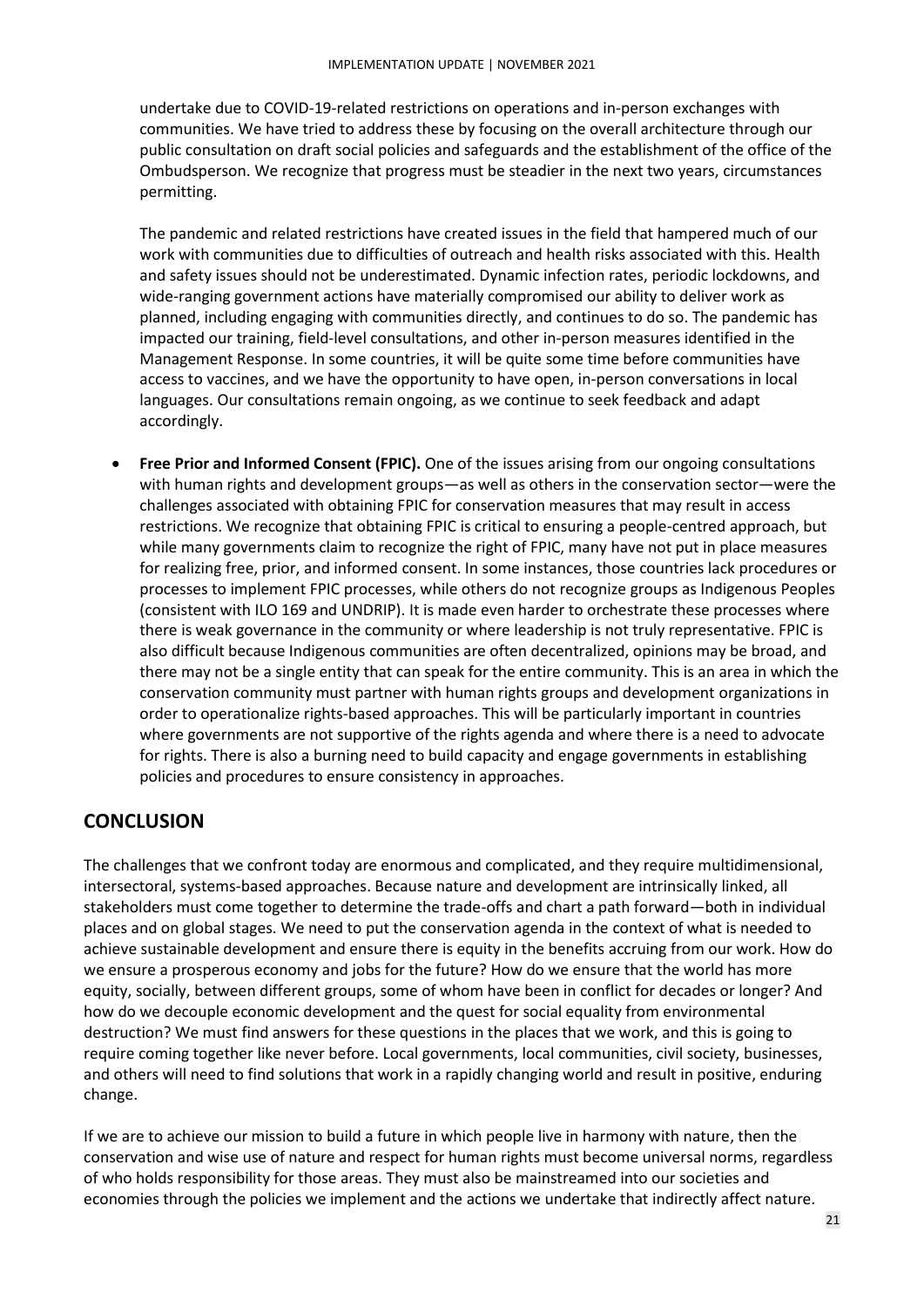undertake due to COVID-19-related restrictions on operations and in-person exchanges with communities. We have tried to address these by focusing on the overall architecture through our public consultation on draft social policies and safeguards and the establishment of the office of the Ombudsperson. We recognize that progress must be steadier in the next two years, circumstances permitting.

The pandemic and related restrictions have created issues in the field that hampered much of our work with communities due to difficulties of outreach and health risks associated with this. Health and safety issues should not be underestimated. Dynamic infection rates, periodic lockdowns, and wide-ranging government actions have materially compromised our ability to deliver work as planned, including engaging with communities directly, and continues to do so. The pandemic has impacted our training, field-level consultations, and other in-person measures identified in the Management Response. In some countries, it will be quite some time before communities have access to vaccines, and we have the opportunity to have open, in-person conversations in local languages. Our consultations remain ongoing, as we continue to seek feedback and adapt accordingly.

- **Free Prior and Informed Consent (FPIC).** One of the issues arising from our ongoing consultations with human rights and development groups—as well as others in the conservation sector—were the challenges associated with obtaining FPIC for conservation measures that may result in access restrictions. We recognize that obtaining FPIC is critical to ensuring a people-centred approach, but while many governments claim to recognize the right of FPIC, many have not put in place measures for realizing free, prior, and informed consent. In some instances, those countries lack procedures or processes to implement FPIC processes, while others do not recognize groups as Indigenous Peoples (consistent with ILO 169 and UNDRIP). It is made even harder to orchestrate these processes where there is weak governance in the community or where leadership is not truly representative. FPIC is also difficult because Indigenous communities are often decentralized, opinions may be broad, and there may not be a single entity that can speak for the entire community. This is an area in which the conservation community must partner with human rights groups and development organizations in order to operationalize rights-based approaches. This will be particularly important in countries where governments are not supportive of the rights agenda and where there is a need to advocate for rights. There is also a burning need to build capacity and engage governments in establishing policies and procedures to ensure consistency in approaches.

## CONCLUSION

The challenges that we confront today are enormous and complicated, and they require multidimensional, intersectoral, systems-based approaches. Because nature and development are intrinsically linked, all stakeholders must come together to determine the trade-offs and chart a path forward—both in individual places and on global stages. We need to put the conservation agenda in the context of what is needed to achieve sustainable development and ensure there is equity in the benefits accruing from our work. How do we ensure a prosperous economy and jobs for the future? How do we ensure that the world has more equity, socially, between different groups, some of whom have been in conflict for decades or longer? And how do we decouple economic development and the quest for social equality from environmental destruction? We must find answers for these questions in the places that we work, and this is going to require coming together like never before. Local governments, local communities, civil society, businesses, and others will need to find solutions that work in a rapidly changing world and result in positive, enduring change.

If we are to achieve our mission to build a future in which people live in harmony with nature, then the conservation and wise use of nature and respect for human rights must become universal norms, regardless of who holds responsibility for those areas. They must also be mainstreamed into our societies and economies through the policies we implement and the actions we undertake that indirectly affect nature.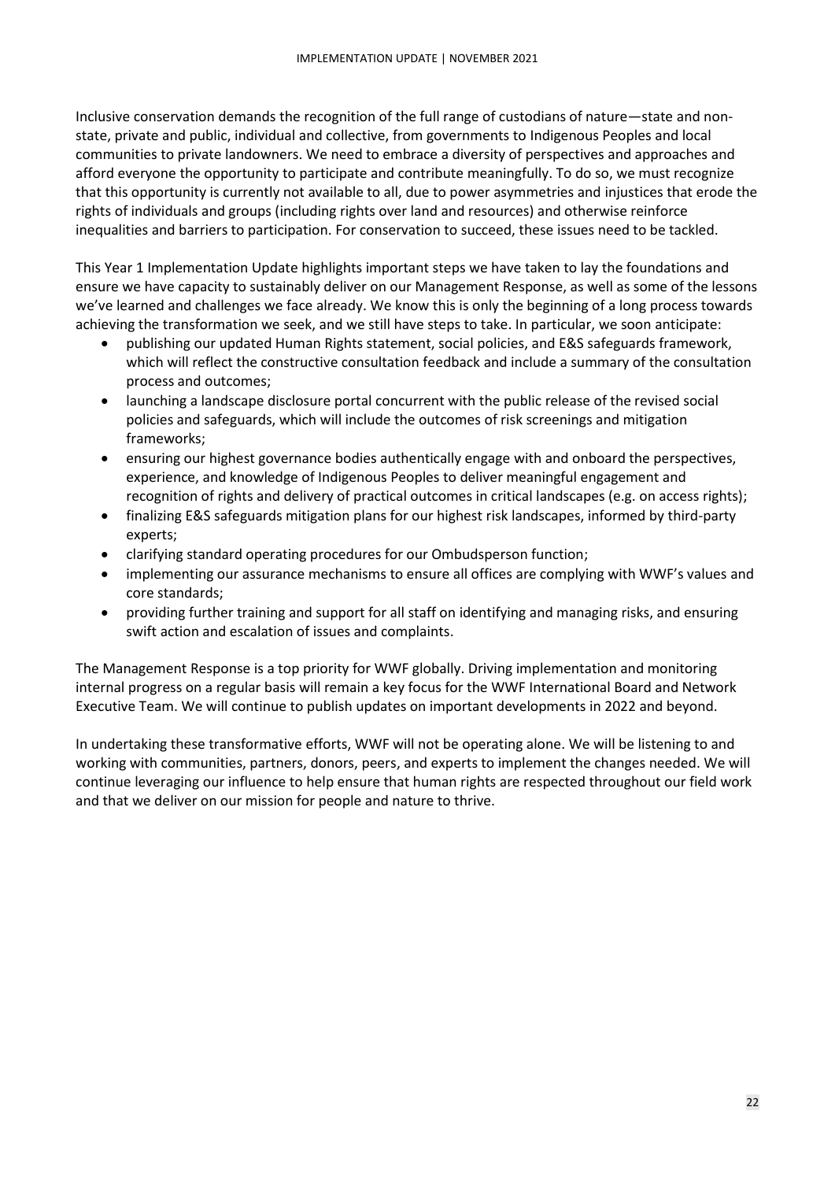Inclusive conservation demands the recognition of the full range of custodians of nature—state and non-state, private and public, individual and collective, from governments to Indigenous Peoples and local communities to private landowners. We need to embrace a diversity of perspectives and approaches and afford everyone the opportunity to participate and contribute meaningfully. To do so, we must recognize that this opportunity is currently not available to all, due to power asymmetries and injustices that erode the rights of individuals and groups (including rights over land and resources) and otherwise reinforce inequalities and barriers to participation. For conservation to succeed, these issues need to be tackled.

This Year 1 Implementation Update highlights important steps we have taken to lay the foundations and ensure we have capacity to sustainably deliver on our Management Response, as well as some of the lessons we've learned and challenges we face already. We know this is only the beginning of a long process towards achieving the transformation we seek, and we still have steps to take. In particular, we soon anticipate:

- publishing our updated Human Rights statement, social policies, and E&S safeguards framework, which will reflect the constructive consultation feedback and include a summary of the consultation process and outcomes;
- launching a landscape disclosure portal concurrent with the public release of the revised social policies and safeguards, which will include the outcomes of risk screenings and mitigation frameworks;
- ensuring our highest governance bodies authentically engage with and onboard the perspectives, experience, and knowledge of Indigenous Peoples to deliver meaningful engagement and recognition of rights and delivery of practical outcomes in critical landscapes (e.g. on access rights);
- finalizing E&S safeguards mitigation plans for our highest risk landscapes, informed by third-party experts;
- clarifying standard operating procedures for our Ombudsperson function;
- implementing our assurance mechanisms to ensure all offices are complying with WWF's values and core standards;
- providing further training and support for all staff on identifying and managing risks, and ensuring swift action and escalation of issues and complaints.

The Management Response is a top priority for WWF globally. Driving implementation and monitoring internal progress on a regular basis will remain a key focus for the WWF International Board and Network Executive Team. We will continue to publish updates on important developments in 2022 and beyond.

In undertaking these transformative efforts, WWF will not be operating alone. We will be listening to and working with communities, partners, donors, peers, and experts to implement the changes needed. We will continue leveraging our influence to help ensure that human rights are respected throughout our field work and that we deliver on our mission for people and nature to thrive.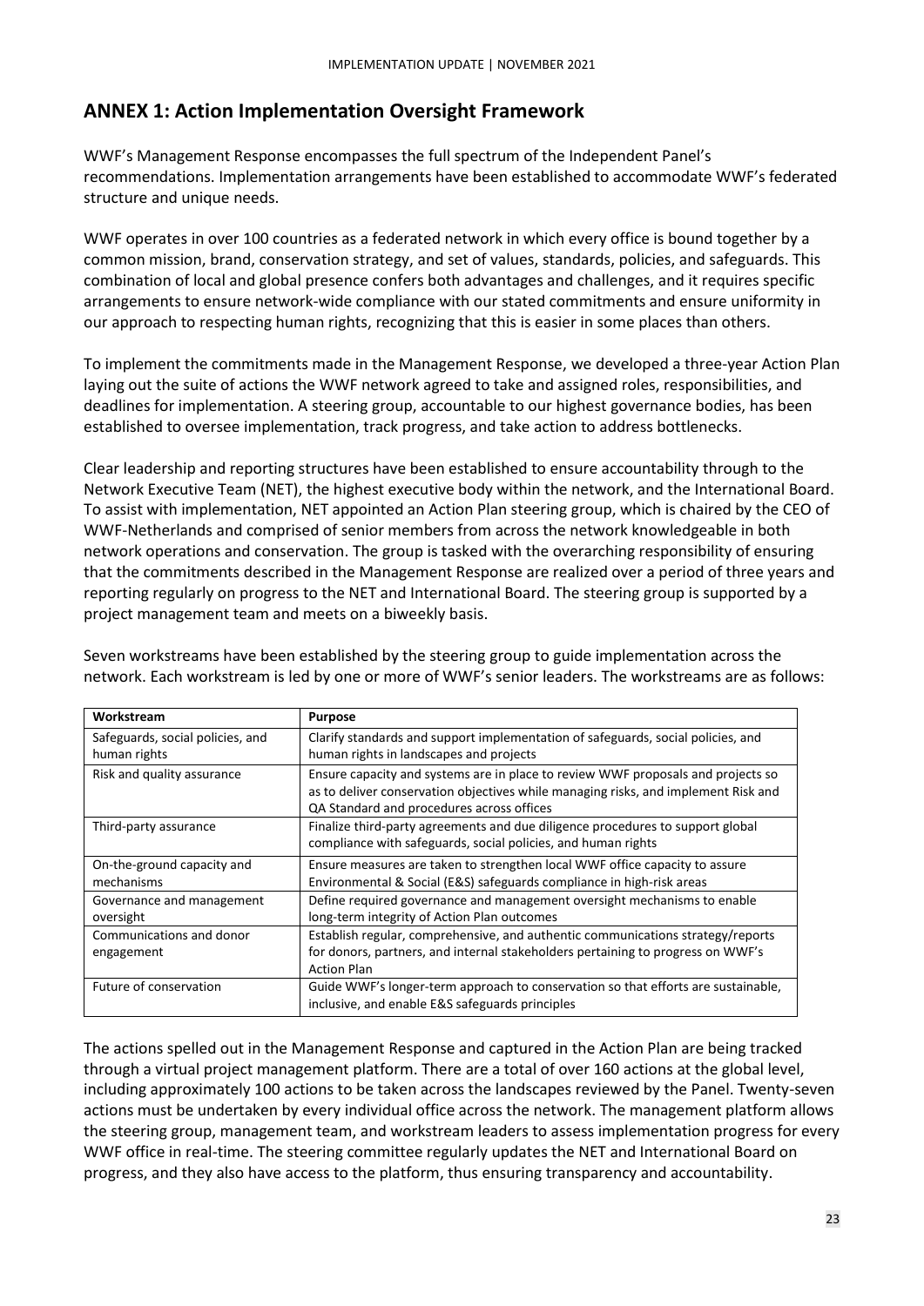## ANNEX 1: Action Implementation Oversight Framework

WWF's Management Response encompasses the full spectrum of the Independent Panel's recommendations. Implementation arrangements have been established to accommodate WWF's federated structure and unique needs.

WWF operates in over 100 countries as a federated network in which every office is bound together by a common mission, brand, conservation strategy, and set of values, standards, policies, and safeguards. This combination of local and global presence confers both advantages and challenges, and it requires specific arrangements to ensure network-wide compliance with our stated commitments and ensure uniformity in our approach to respecting human rights, recognizing that this is easier in some places than others.

To implement the commitments made in the Management Response, we developed a three-year Action Plan laying out the suite of actions the WWF network agreed to take and assigned roles, responsibilities, and deadlines for implementation. A steering group, accountable to our highest governance bodies, has been established to oversee implementation, track progress, and take action to address bottlenecks.

Clear leadership and reporting structures have been established to ensure accountability through to the Network Executive Team (NET), the highest executive body within the network, and the International Board. To assist with implementation, NET appointed an Action Plan steering group, which is chaired by the CEO of WWF-Netherlands and comprised of senior members from across the network knowledgeable in both network operations and conservation. The group is tasked with the overarching responsibility of ensuring that the commitments described in the Management Response are realized over a period of three years and reporting regularly on progress to the NET and International Board. The steering group is supported by a project management team and meets on a biweekly basis.

Seven workstreams have been established by the steering group to guide implementation across the network. Each workstream is led by one or more of WWF's senior leaders. The workstreams are as follows:

| Workstream | Purpose |
|---|---|
| Safeguards, social policies, and human rights | Clarify standards and support implementation of safeguards, social policies, and human rights in landscapes and projects |
| Risk and quality assurance | Ensure capacity and systems are in place to review WWF proposals and projects so as to deliver conservation objectives while managing risks, and implement Risk and QA Standard and procedures across offices |
| Third-party assurance | Finalize third-party agreements and due diligence procedures to support global compliance with safeguards, social policies, and human rights |
| On-the-ground capacity and mechanisms | Ensure measures are taken to strengthen local WWF office capacity to assure Environmental & Social (E&S) safeguards compliance in high-risk areas |
| Governance and management oversight | Define required governance and management oversight mechanisms to enable long-term integrity of Action Plan outcomes |
| Communications and donor engagement | Establish regular, comprehensive, and authentic communications strategy/reports for donors, partners, and internal stakeholders pertaining to progress on WWF's Action Plan |
| Future of conservation | Guide WWF's longer-term approach to conservation so that efforts are sustainable, inclusive, and enable E&S safeguards principles |

The actions spelled out in the Management Response and captured in the Action Plan are being tracked through a virtual project management platform. There are a total of over 160 actions at the global level, including approximately 100 actions to be taken across the landscapes reviewed by the Panel. Twenty-seven actions must be undertaken by every individual office across the network. The management platform allows the steering group, management team, and workstream leaders to assess implementation progress for every WWF office in real-time. The steering committee regularly updates the NET and International Board on progress, and they also have access to the platform, thus ensuring transparency and accountability.